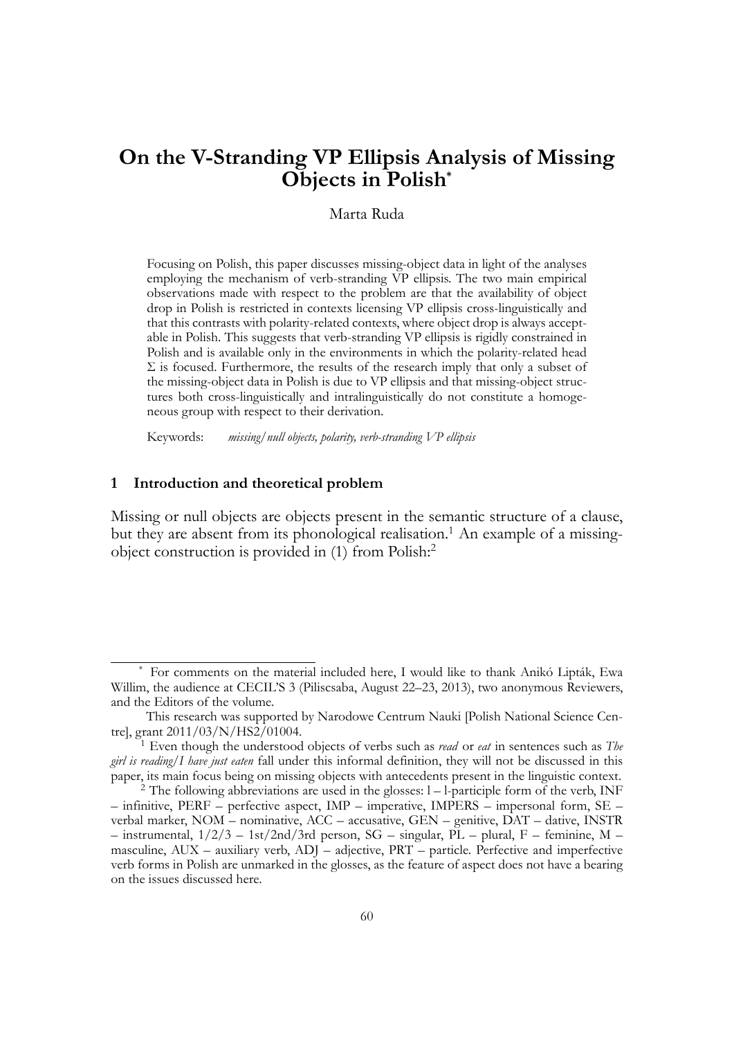# On the V-Stranding VP Ellipsis Analysis of Missing Objects in Polish*

Marta Ruda

Focusing on Polish, this paper discusses missing-object data in light of the analyses employing the mechanism of verb-stranding VP ellipsis. The two main empirical observations made with respect to the problem are that the availability of object drop in Polish is restricted in contexts licensing VP ellipsis cross-linguistically and that this contrasts with polarity-related contexts, where object drop is always acceptable in Polish. This suggests that verb-stranding VP ellipsis is rigidly constrained in Polish and is available only in the environments in which the polarity-related head Σ is focused. Furthermore, the results of the research imply that only a subset of the missing-object data in Polish is due to VP ellipsis and that missing-object structures both cross-linguistically and intralinguistically do not constitute a homogeneous group with respect to their derivation.

Keywords: *missing/null objects, polarity, verb-stranding VP ellipsis*

## 1 Introduction and theoretical problem

Missing or null objects are objects present in the semantic structure of a clause, but they are absent from its phonological realisation.[1] An example of a missing-object construction is provided in (1) from Polish:[2]

---

\* For comments on the material included here, I would like to thank Anikó Lipták, Ewa Willim, the audience at CECIL'S 3 (Piliscsaba, August 22–23, 2013), two anonymous Reviewers, and the Editors of the volume.

This research was supported by Narodowe Centrum Nauki [Polish National Science Centre], grant 2011/03/N/HS2/01004.

[1] Even though the understood objects of verbs such as *read* or *eat* in sentences such as *The girl is reading/I have just eaten* fall under this informal definition, they will not be discussed in this paper, its main focus being on missing objects with antecedents present in the linguistic context.

[2] The following abbreviations are used in the glosses: l – l-participle form of the verb, INF – infinitive, PERF – perfective aspect, IMP – imperative, IMPERS – impersonal form, SE – verbal marker, NOM – nominative, ACC – accusative, GEN – genitive, DAT – dative, INSTR – instrumental, 1/2/3 – 1st/2nd/3rd person, SG – singular, PL – plural, F – feminine, M – masculine, AUX – auxiliary verb, ADJ – adjective, PRT – particle. Perfective and imperfective verb forms in Polish are unmarked in the glosses, as the feature of aspect does not have a bearing on the issues discussed here.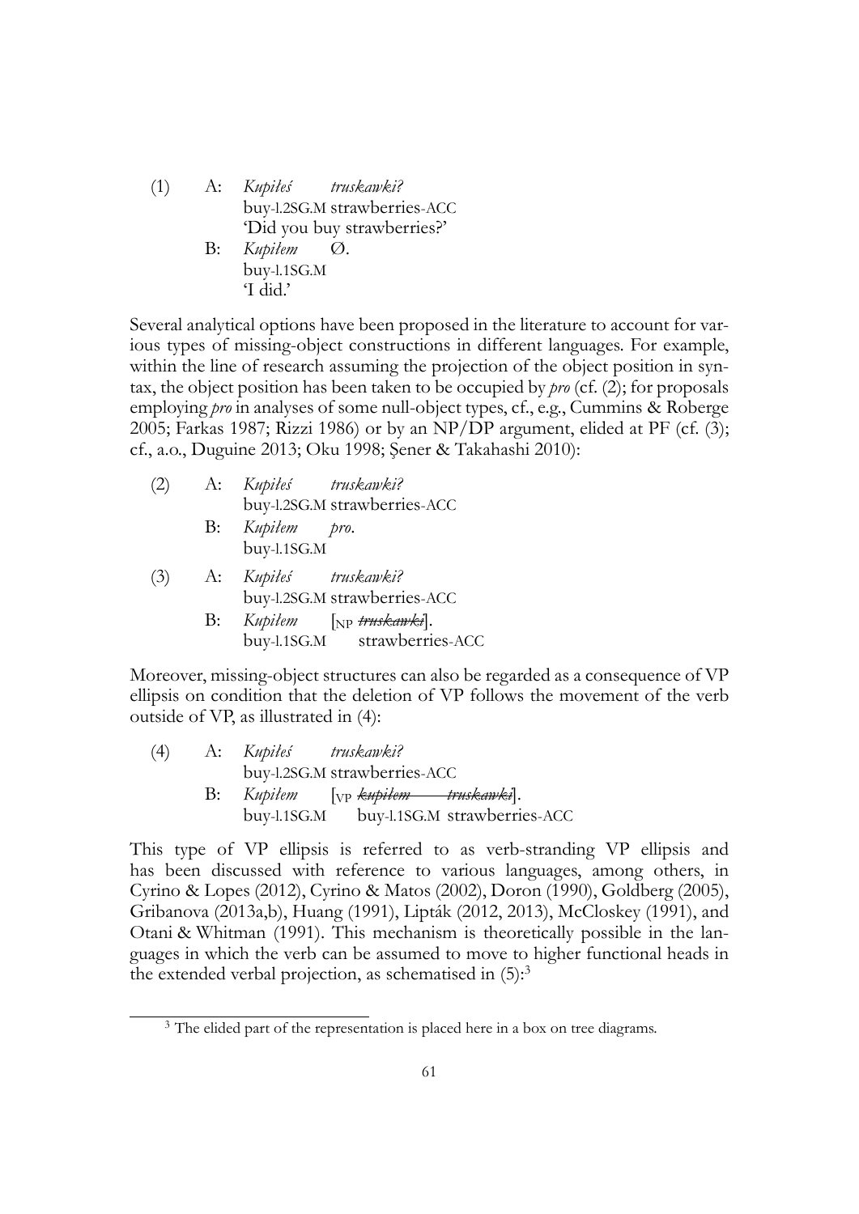(1) A: *Kupiłeś truskawki?*
buy-l.2SG.M strawberries-ACC
'Did you buy strawberries?'

B: *Kupiłem* Ø.
buy-l.1SG.M
'I did.'

Several analytical options have been proposed in the literature to account for various types of missing-object constructions in different languages. For example, within the line of research assuming the projection of the object position in syntax, the object position has been taken to be occupied by *pro* (cf. (2); for proposals employing *pro* in analyses of some null-object types, cf., e.g., Cummins & Roberge 2005; Farkas 1987; Rizzi 1986) or by an NP/DP argument, elided at PF (cf. (3); cf., a.o., Duguine 2013; Oku 1998; Şener & Takahashi 2010):

(2) A: *Kupiłeś truskawki?*
buy-l.2SG.M strawberries-ACC

B: *Kupiłem pro.*
buy-l.1SG.M

(3) A: *Kupiłeś truskawki?*
buy-l.2SG.M strawberries-ACC

B: *Kupiłem* [$_{NP}$ ~~*truskawki*~~].
buy-l.1SG.M strawberries-ACC

Moreover, missing-object structures can also be regarded as a consequence of VP ellipsis on condition that the deletion of VP follows the movement of the verb outside of VP, as illustrated in (4):

(4) A: *Kupiłeś truskawki?*
buy-l.2SG.M strawberries-ACC

B: *Kupiłem* [$_{VP}$ ~~*kupiłem truskawki*~~].
buy-l.1SG.M buy-l.1SG.M strawberries-ACC

This type of VP ellipsis is referred to as verb-stranding VP ellipsis and has been discussed with reference to various languages, among others, in Cyrino & Lopes (2012), Cyrino & Matos (2002), Doron (1990), Goldberg (2005), Gribanova (2013a,b), Huang (1991), Lipták (2012, 2013), McCloskey (1991), and Otani & Whitman (1991). This mechanism is theoretically possible in the languages in which the verb can be assumed to move to higher functional heads in the extended verbal projection, as schematised in (5):[3]

[3] The elided part of the representation is placed here in a box on tree diagrams.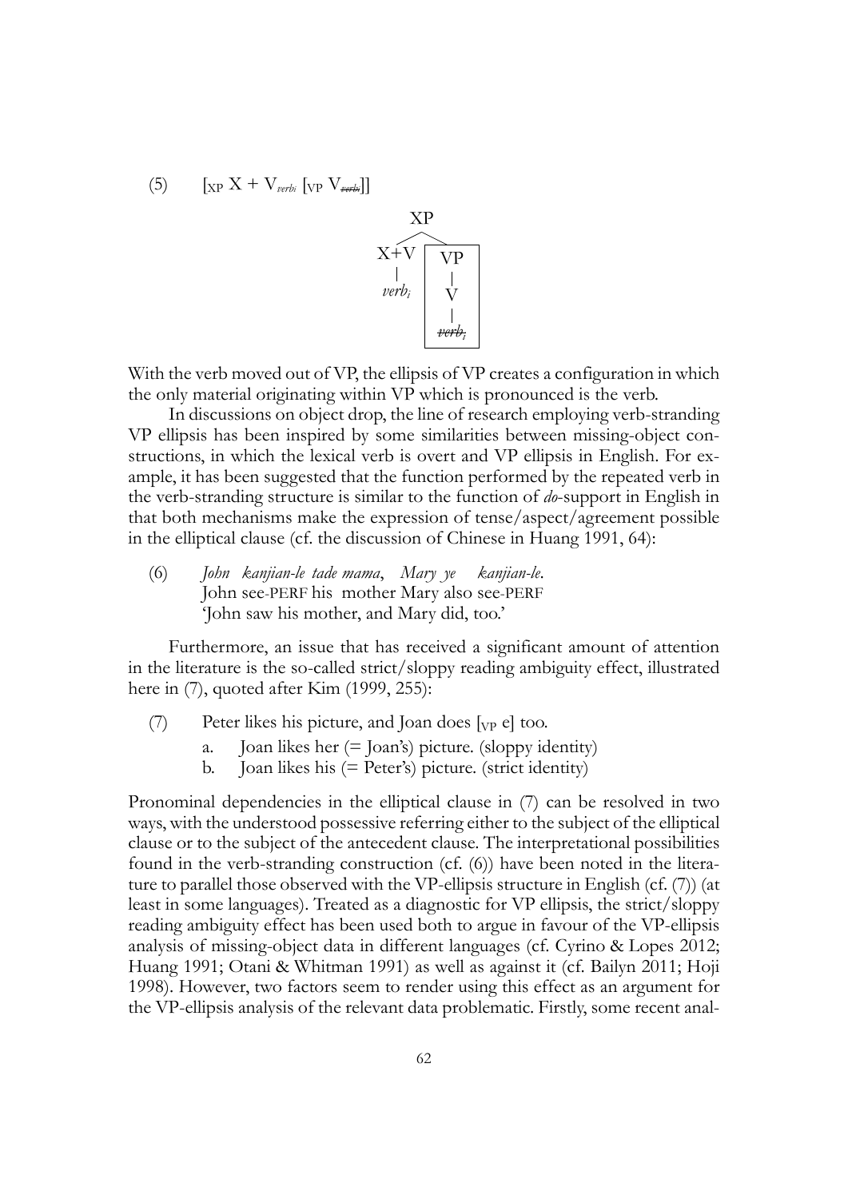(5) [$_{XP}$ X + V$_{verb_i}$ [$_{VP}$ V~~$_{verb_i}$~~]]

```
        XP
       /  \
    X+V    [VP]
     |      |
   verb_i   V
            |
         ~~verb_i~~
```

With the verb moved out of VP, the ellipsis of VP creates a configuration in which the only material originating within VP which is pronounced is the verb.

In discussions on object drop, the line of research employing verb-stranding VP ellipsis has been inspired by some similarities between missing-object constructions, in which the lexical verb is overt and VP ellipsis in English. For example, it has been suggested that the function performed by the repeated verb in the verb-stranding structure is similar to the function of *do*-support in English in that both mechanisms make the expression of tense/aspect/agreement possible in the elliptical clause (cf. the discussion of Chinese in Huang 1991, 64):

(6) *John kanjian-le tade mama, Mary ye kanjian-le.*
John see-PERF his mother Mary also see-PERF
'John saw his mother, and Mary did, too.'

Furthermore, an issue that has received a significant amount of attention in the literature is the so-called strict/sloppy reading ambiguity effect, illustrated here in (7), quoted after Kim (1999, 255):

(7) Peter likes his picture, and Joan does [$_{VP}$ e] too.
  a. Joan likes her (= Joan's) picture. (sloppy identity)
  b. Joan likes his (= Peter's) picture. (strict identity)

Pronominal dependencies in the elliptical clause in (7) can be resolved in two ways, with the understood possessive referring either to the subject of the elliptical clause or to the subject of the antecedent clause. The interpretational possibilities found in the verb-stranding construction (cf. (6)) have been noted in the literature to parallel those observed with the VP-ellipsis structure in English (cf. (7)) (at least in some languages). Treated as a diagnostic for VP ellipsis, the strict/sloppy reading ambiguity effect has been used both to argue in favour of the VP-ellipsis analysis of missing-object data in different languages (cf. Cyrino & Lopes 2012; Huang 1991; Otani & Whitman 1991) as well as against it (cf. Bailyn 2011; Hoji 1998). However, two factors seem to render using this effect as an argument for the VP-ellipsis analysis of the relevant data problematic. Firstly, some recent anal-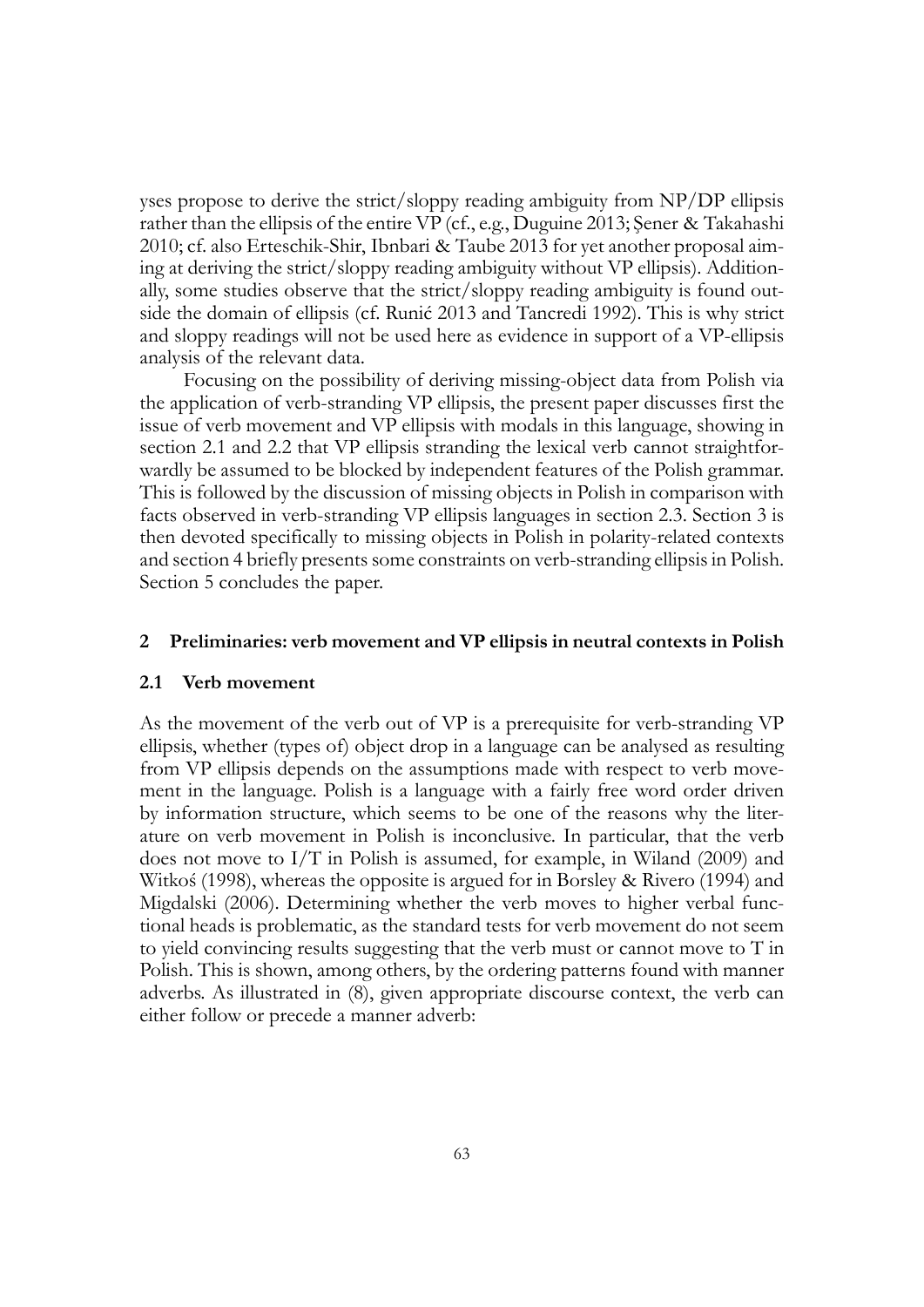yses propose to derive the strict/sloppy reading ambiguity from NP/DP ellipsis rather than the ellipsis of the entire VP (cf., e.g., Duguine 2013; Şener & Takahashi 2010; cf. also Erteschik-Shir, Ibnbari & Taube 2013 for yet another proposal aiming at deriving the strict/sloppy reading ambiguity without VP ellipsis). Additionally, some studies observe that the strict/sloppy reading ambiguity is found outside the domain of ellipsis (cf. Runić 2013 and Tancredi 1992). This is why strict and sloppy readings will not be used here as evidence in support of a VP-ellipsis analysis of the relevant data.

Focusing on the possibility of deriving missing-object data from Polish via the application of verb-stranding VP ellipsis, the present paper discusses first the issue of verb movement and VP ellipsis with modals in this language, showing in section 2.1 and 2.2 that VP ellipsis stranding the lexical verb cannot straightforwardly be assumed to be blocked by independent features of the Polish grammar. This is followed by the discussion of missing objects in Polish in comparison with facts observed in verb-stranding VP ellipsis languages in section 2.3. Section 3 is then devoted specifically to missing objects in Polish in polarity-related contexts and section 4 briefly presents some constraints on verb-stranding ellipsis in Polish. Section 5 concludes the paper.

## 2 Preliminaries: verb movement and VP ellipsis in neutral contexts in Polish

### 2.1 Verb movement

As the movement of the verb out of VP is a prerequisite for verb-stranding VP ellipsis, whether (types of) object drop in a language can be analysed as resulting from VP ellipsis depends on the assumptions made with respect to verb movement in the language. Polish is a language with a fairly free word order driven by information structure, which seems to be one of the reasons why the literature on verb movement in Polish is inconclusive. In particular, that the verb does not move to I/T in Polish is assumed, for example, in Wiland (2009) and Witkoś (1998), whereas the opposite is argued for in Borsley & Rivero (1994) and Migdalski (2006). Determining whether the verb moves to higher verbal functional heads is problematic, as the standard tests for verb movement do not seem to yield convincing results suggesting that the verb must or cannot move to T in Polish. This is shown, among others, by the ordering patterns found with manner adverbs. As illustrated in (8), given appropriate discourse context, the verb can either follow or precede a manner adverb: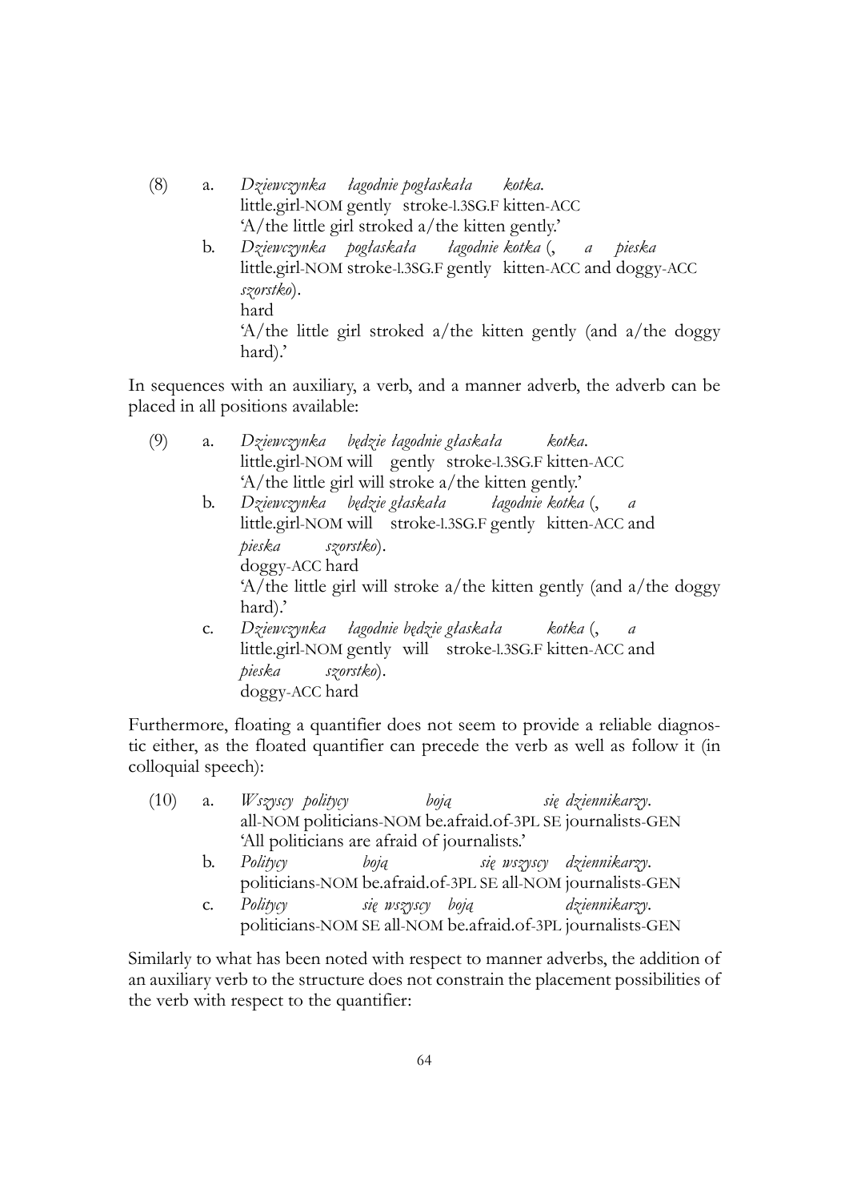(8) a. *Dziewczynka łagodnie pogłaskała kotka.*
little.girl-NOM gently stroke-l.3SG.F kitten-ACC
'A/the little girl stroked a/the kitten gently.'

b. *Dziewczynka pogłaskała łagodnie kotka (, a pieska szorstko).*
little.girl-NOM stroke-l.3SG.F gently kitten-ACC and doggy-ACC hard
'A/the little girl stroked a/the kitten gently (and a/the doggy hard).'

In sequences with an auxiliary, a verb, and a manner adverb, the adverb can be placed in all positions available:

(9) a. *Dziewczynka będzie łagodnie głaskała kotka.*
little.girl-NOM will gently stroke-l.3SG.F kitten-ACC
'A/the little girl will stroke a/the kitten gently.'

b. *Dziewczynka będzie głaskała łagodnie kotka (, a pieska szorstko).*
little.girl-NOM will stroke-l.3SG.F gently kitten-ACC and doggy-ACC hard
'A/the little girl will stroke a/the kitten gently (and a/the doggy hard).'

c. *Dziewczynka łagodnie będzie głaskała kotka (, a pieska szorstko).*
little.girl-NOM gently will stroke-l.3SG.F kitten-ACC and doggy-ACC hard

Furthermore, floating a quantifier does not seem to provide a reliable diagnostic either, as the floated quantifier can precede the verb as well as follow it (in colloquial speech):

(10) a. *Wszyscy politycy boją się dziennikarzy.*
all-NOM politicians-NOM be.afraid.of-3PL SE journalists-GEN
'All politicians are afraid of journalists.'

b. *Politycy boją się wszyscy dziennikarzy.*
politicians-NOM be.afraid.of-3PL SE all-NOM journalists-GEN

c. *Politycy się wszyscy boją dziennikarzy.*
politicians-NOM SE all-NOM be.afraid.of-3PL journalists-GEN

Similarly to what has been noted with respect to manner adverbs, the addition of an auxiliary verb to the structure does not constrain the placement possibilities of the verb with respect to the quantifier: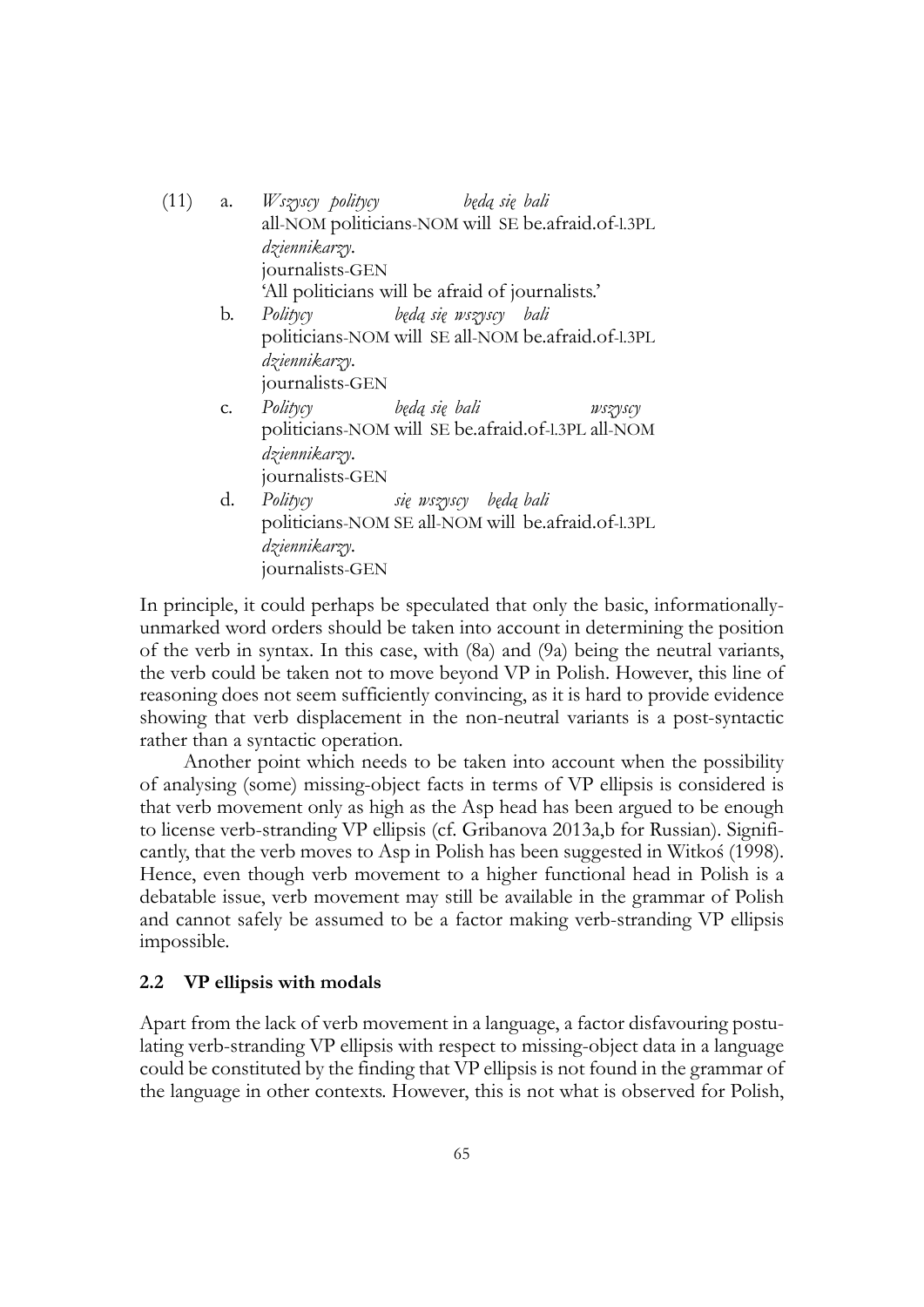(11) a. *Wszyscy politycy będą się bali*
all-NOM politicians-NOM will SE be.afraid.of-l.3PL
*dziennikarzy.*
journalists-GEN
'All politicians will be afraid of journalists.'

b. *Politycy będą się wszyscy bali*
politicians-NOM will SE all-NOM be.afraid.of-l.3PL
*dziennikarzy.*
journalists-GEN

c. *Politycy będą się bali wszyscy*
politicians-NOM will SE be.afraid.of-l.3PL all-NOM
*dziennikarzy.*
journalists-GEN

d. *Politycy się wszyscy będą bali*
politicians-NOM SE all-NOM will be.afraid.of-l.3PL
*dziennikarzy.*
journalists-GEN

In principle, it could perhaps be speculated that only the basic, informationally-unmarked word orders should be taken into account in determining the position of the verb in syntax. In this case, with (8a) and (9a) being the neutral variants, the verb could be taken not to move beyond VP in Polish. However, this line of reasoning does not seem sufficiently convincing, as it is hard to provide evidence showing that verb displacement in the non-neutral variants is a post-syntactic rather than a syntactic operation.

Another point which needs to be taken into account when the possibility of analysing (some) missing-object facts in terms of VP ellipsis is considered is that verb movement only as high as the Asp head has been argued to be enough to license verb-stranding VP ellipsis (cf. Gribanova 2013a,b for Russian). Significantly, that the verb moves to Asp in Polish has been suggested in Witkoś (1998). Hence, even though verb movement to a higher functional head in Polish is a debatable issue, verb movement may still be available in the grammar of Polish and cannot safely be assumed to be a factor making verb-stranding VP ellipsis impossible.

### 2.2 VP ellipsis with modals

Apart from the lack of verb movement in a language, a factor disfavouring postulating verb-stranding VP ellipsis with respect to missing-object data in a language could be constituted by the finding that VP ellipsis is not found in the grammar of the language in other contexts. However, this is not what is observed for Polish,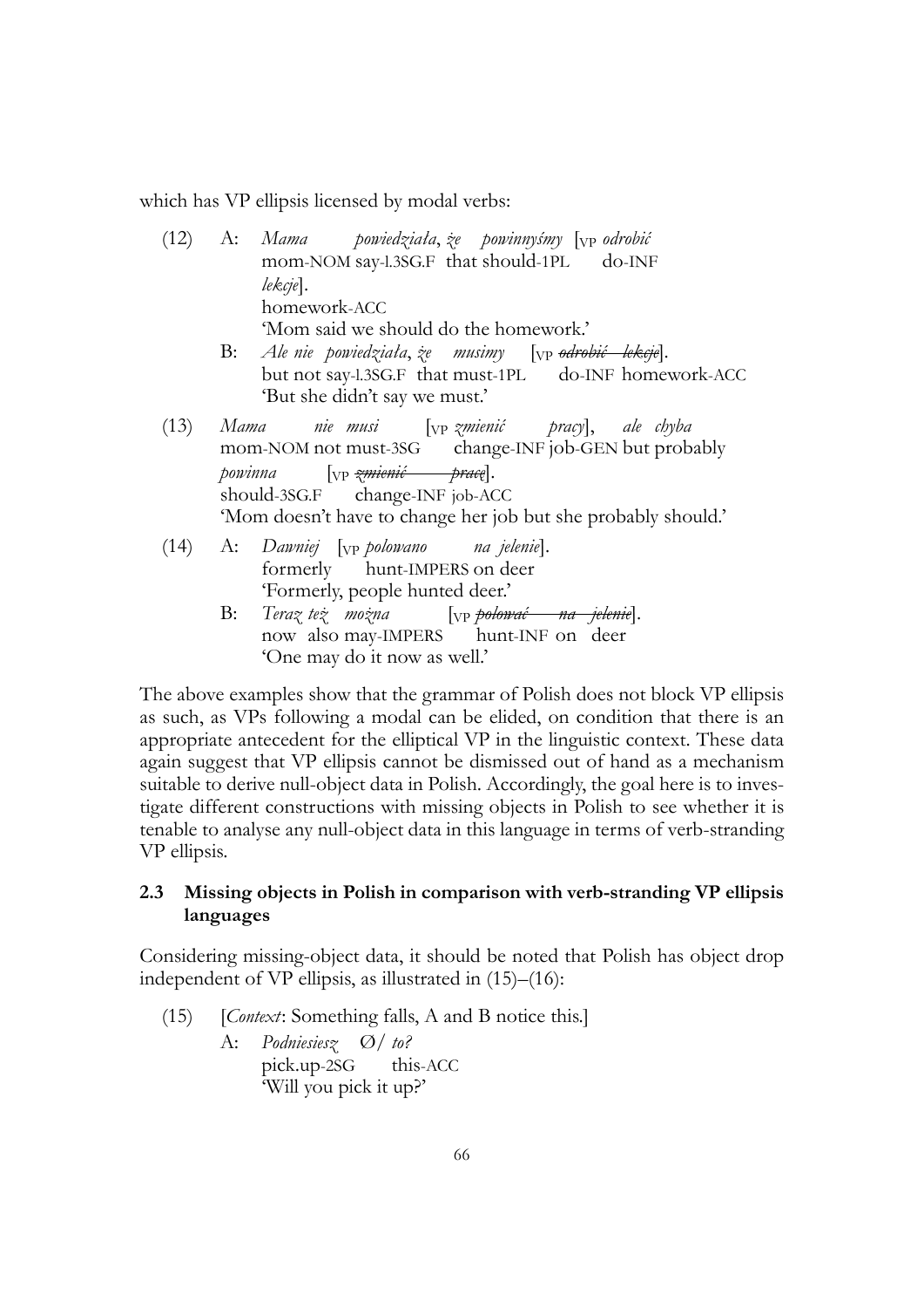which has VP ellipsis licensed by modal verbs:

(12) A: *Mama powiedziała, że powinnyśmy* [$_{VP}$ *odrobić lekcje*].
mom-NOM say-l.3SG.F that should-1PL do-INF homework-ACC
'Mom said we should do the homework.'

B: *Ale nie powiedziała, że musimy* [$_{VP}$ ~~*odrobić lekcje*~~].
but not say-l.3SG.F that must-1PL do-INF homework-ACC
'But she didn't say we must.'

(13) *Mama nie musi* [$_{VP}$ *zmienić pracy*], *ale chyba powinna* [$_{VP}$ ~~*zmienić pracę*~~].
mom-NOM not must-3SG change-INF job-GEN but probably should-3SG.F change-INF job-ACC
'Mom doesn't have to change her job but she probably should.'

(14) A: *Dawniej* [$_{VP}$ *polowano na jelenie*].
formerly hunt-IMPERS on deer
'Formerly, people hunted deer.'

B: *Teraz też można* [$_{VP}$ ~~*polować na jelenie*~~].
now also may-IMPERS hunt-INF on deer
'One may do it now as well.'

The above examples show that the grammar of Polish does not block VP ellipsis as such, as VPs following a modal can be elided, on condition that there is an appropriate antecedent for the elliptical VP in the linguistic context. These data again suggest that VP ellipsis cannot be dismissed out of hand as a mechanism suitable to derive null-object data in Polish. Accordingly, the goal here is to investigate different constructions with missing objects in Polish to see whether it is tenable to analyse any null-object data in this language in terms of verb-stranding VP ellipsis.

### 2.3 Missing objects in Polish in comparison with verb-stranding VP ellipsis languages

Considering missing-object data, it should be noted that Polish has object drop independent of VP ellipsis, as illustrated in (15)–(16):

(15) [*Context*: Something falls, A and B notice this.]

A: *Podniesiesz* Ø/ *to?*
pick.up-2SG this-ACC
'Will you pick it up?'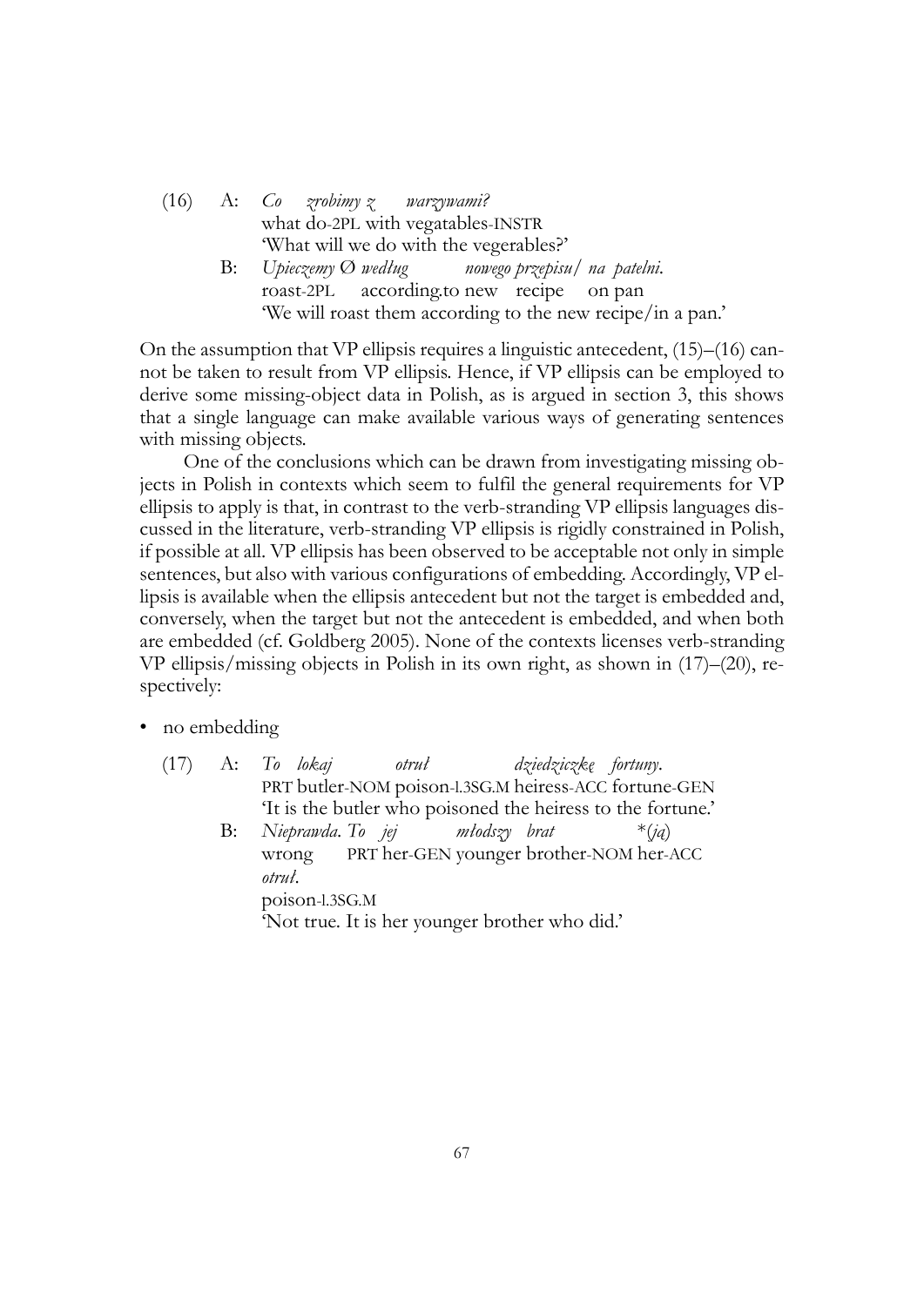(16) A: *Co zrobimy z warzywami?*
what do-2PL with vegatables-INSTR
'What will we do with the vegerables?'

B: *Upieczemy Ø według nowego przepisu/ na patelni.*
roast-2PL according.to new recipe on pan
'We will roast them according to the new recipe/in a pan.'

On the assumption that VP ellipsis requires a linguistic antecedent, (15)–(16) cannot be taken to result from VP ellipsis. Hence, if VP ellipsis can be employed to derive some missing-object data in Polish, as is argued in section 3, this shows that a single language can make available various ways of generating sentences with missing objects.

One of the conclusions which can be drawn from investigating missing objects in Polish in contexts which seem to fulfil the general requirements for VP ellipsis to apply is that, in contrast to the verb-stranding VP ellipsis languages discussed in the literature, verb-stranding VP ellipsis is rigidly constrained in Polish, if possible at all. VP ellipsis has been observed to be acceptable not only in simple sentences, but also with various configurations of embedding. Accordingly, VP ellipsis is available when the ellipsis antecedent but not the target is embedded and, conversely, when the target but not the antecedent is embedded, and when both are embedded (cf. Goldberg 2005). None of the contexts licenses verb-stranding VP ellipsis/missing objects in Polish in its own right, as shown in (17)–(20), respectively:

- no embedding

(17) A: *To lokaj otruł dziedziczkę fortuny.*
PRT butler-NOM poison-l.3SG.M heiress-ACC fortune-GEN
'It is the butler who poisoned the heiress to the fortune.'

B: *Nieprawda. To jej młodszy brat* \*(*ją*)
wrong PRT her-GEN younger brother-NOM her-ACC
*otruł.*
poison-l.3SG.M
'Not true. It is her younger brother who did.'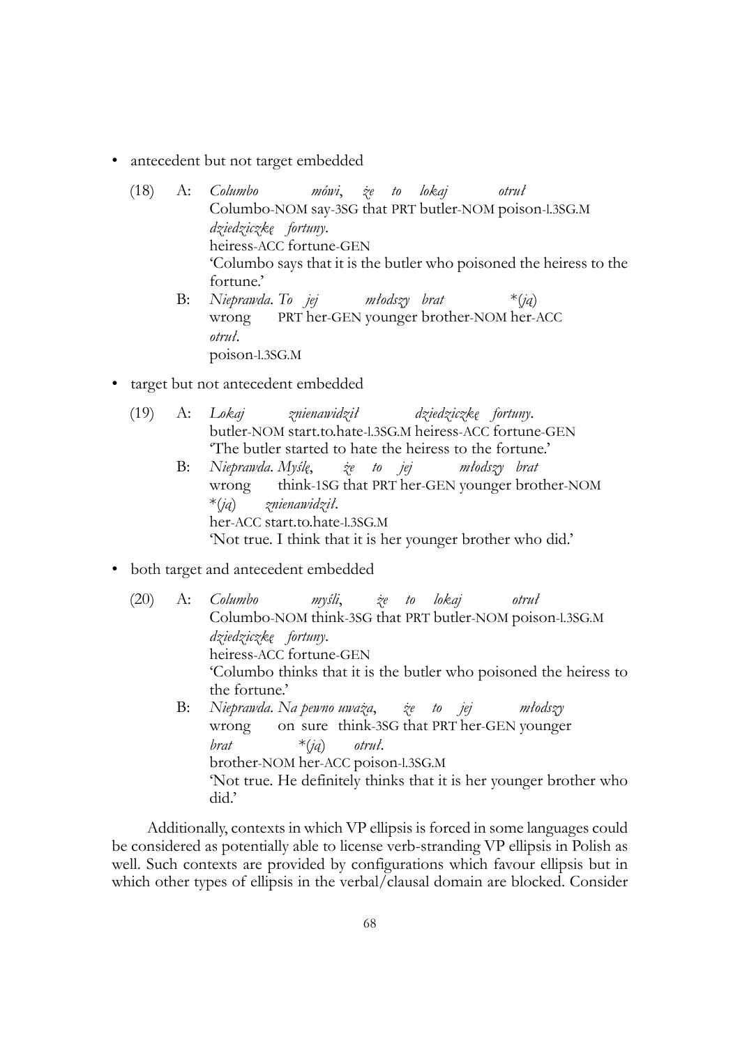- antecedent but not target embedded

(18) A: *Columbo mówi, że to lokaj otruł dziedziczkę fortuny.*
Columbo-NOM say-3SG that PRT butler-NOM poison-l.3SG.M heiress-ACC fortune-GEN
'Columbo says that it is the butler who poisoned the heiress to the fortune.'

B: *Nieprawda. To jej młodszy brat \*(ją) otruł.*
wrong PRT her-GEN younger brother-NOM her-ACC poison-l.3SG.M

- target but not antecedent embedded

(19) A: *Lokaj znienawidził dziedziczkę fortuny.*
butler-NOM start.to.hate-l.3SG.M heiress-ACC fortune-GEN
'The butler started to hate the heiress to the fortune.'

B: *Nieprawda. Myślę, że to jej młodszy brat \*(ją) znienawidził.*
wrong think-1SG that PRT her-GEN younger brother-NOM her-ACC start.to.hate-l.3SG.M
'Not true. I think that it is her younger brother who did.'

- both target and antecedent embedded

(20) A: *Columbo myśli, że to lokaj otruł dziedziczkę fortuny.*
Columbo-NOM think-3SG that PRT butler-NOM poison-l.3SG.M heiress-ACC fortune-GEN
'Columbo thinks that it is the butler who poisoned the heiress to the fortune.'

B: *Nieprawda. Na pewno uważa, że to jej młodszy brat \*(ją) otruł.*
wrong on sure think-3SG that PRT her-GEN younger brother-NOM her-ACC poison-l.3SG.M
'Not true. He definitely thinks that it is her younger brother who did.'

Additionally, contexts in which VP ellipsis is forced in some languages could be considered as potentially able to license verb-stranding VP ellipsis in Polish as well. Such contexts are provided by configurations which favour ellipsis but in which other types of ellipsis in the verbal/clausal domain are blocked. Consider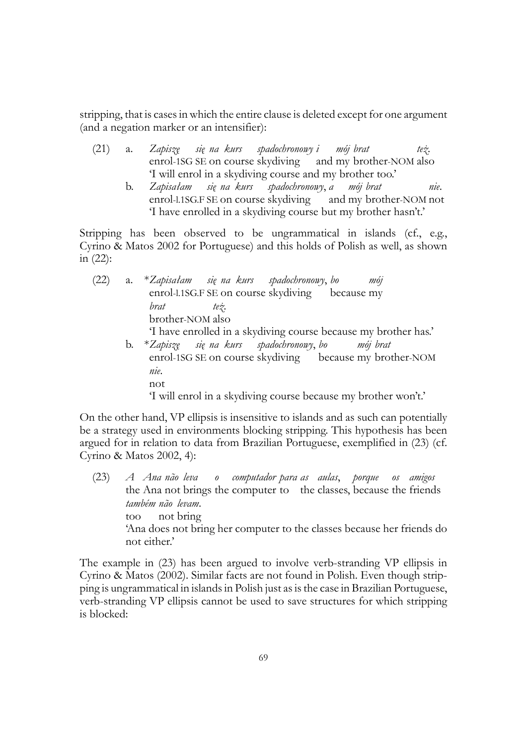stripping, that is cases in which the entire clause is deleted except for one argument (and a negation marker or an intensifier):

(21) a. *Zapiszę się na kurs spadochronowy i mój brat też.*
enrol-1SG SE on course skydiving and my brother-NOM also
'I will enrol in a skydiving course and my brother too.'

b. *Zapisałam się na kurs spadochronowy, a mój brat nie.*
enrol-l.1SG.F SE on course skydiving and my brother-NOM not
'I have enrolled in a skydiving course but my brother hasn't.'

Stripping has been observed to be ungrammatical in islands (cf., e.g., Cyrino & Matos 2002 for Portuguese) and this holds of Polish as well, as shown in (22):

(22) a. \**Zapisałam się na kurs spadochronowy, bo mój brat też.*
enrol-l.1SG.F SE on course skydiving because my brother-NOM also
'I have enrolled in a skydiving course because my brother has.'

b. \**Zapiszę się na kurs spadochronowy, bo mój brat nie.*
enrol-1SG SE on course skydiving because my brother-NOM not
'I will enrol in a skydiving course because my brother won't.'

On the other hand, VP ellipsis is insensitive to islands and as such can potentially be a strategy used in environments blocking stripping. This hypothesis has been argued for in relation to data from Brazilian Portuguese, exemplified in (23) (cf. Cyrino & Matos 2002, 4):

(23) *A Ana não leva o computador para as aulas, porque os amigos também não levam.*
the Ana not brings the computer to the classes, because the friends too not bring
'Ana does not bring her computer to the classes because her friends do not either.'

The example in (23) has been argued to involve verb-stranding VP ellipsis in Cyrino & Matos (2002). Similar facts are not found in Polish. Even though stripping is ungrammatical in islands in Polish just as is the case in Brazilian Portuguese, verb-stranding VP ellipsis cannot be used to save structures for which stripping is blocked: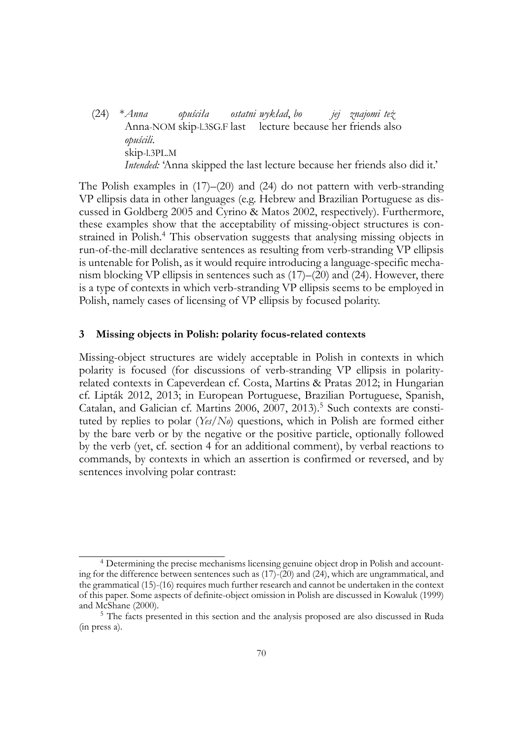(24) \**Anna opuściła ostatni wykład, bo jej znajomi też opuścili.*
Anna-NOM skip-l.3SG.F last lecture because her friends also skip-l.3PL.M
*Intended:* 'Anna skipped the last lecture because her friends also did it.'

The Polish examples in (17)–(20) and (24) do not pattern with verb-stranding VP ellipsis data in other languages (e.g. Hebrew and Brazilian Portuguese as discussed in Goldberg 2005 and Cyrino & Matos 2002, respectively). Furthermore, these examples show that the acceptability of missing-object structures is constrained in Polish.[4] This observation suggests that analysing missing objects in run-of-the-mill declarative sentences as resulting from verb-stranding VP ellipsis is untenable for Polish, as it would require introducing a language-specific mechanism blocking VP ellipsis in sentences such as (17)–(20) and (24). However, there is a type of contexts in which verb-stranding VP ellipsis seems to be employed in Polish, namely cases of licensing of VP ellipsis by focused polarity.

### 3 Missing objects in Polish: polarity focus-related contexts

Missing-object structures are widely acceptable in Polish in contexts in which polarity is focused (for discussions of verb-stranding VP ellipsis in polarity-related contexts in Capeverdean cf. Costa, Martins & Pratas 2012; in Hungarian cf. Lipták 2012, 2013; in European Portuguese, Brazilian Portuguese, Spanish, Catalan, and Galician cf. Martins 2006, 2007, 2013).[5] Such contexts are constituted by replies to polar (*Yes/No*) questions, which in Polish are formed either by the bare verb or by the negative or the positive particle, optionally followed by the verb (yet, cf. section 4 for an additional comment), by verbal reactions to commands, by contexts in which an assertion is confirmed or reversed, and by sentences involving polar contrast:

---

[4] Determining the precise mechanisms licensing genuine object drop in Polish and accounting for the difference between sentences such as (17)-(20) and (24), which are ungrammatical, and the grammatical (15)-(16) requires much further research and cannot be undertaken in the context of this paper. Some aspects of definite-object omission in Polish are discussed in Kowaluk (1999) and McShane (2000).

[5] The facts presented in this section and the analysis proposed are also discussed in Ruda (in press a).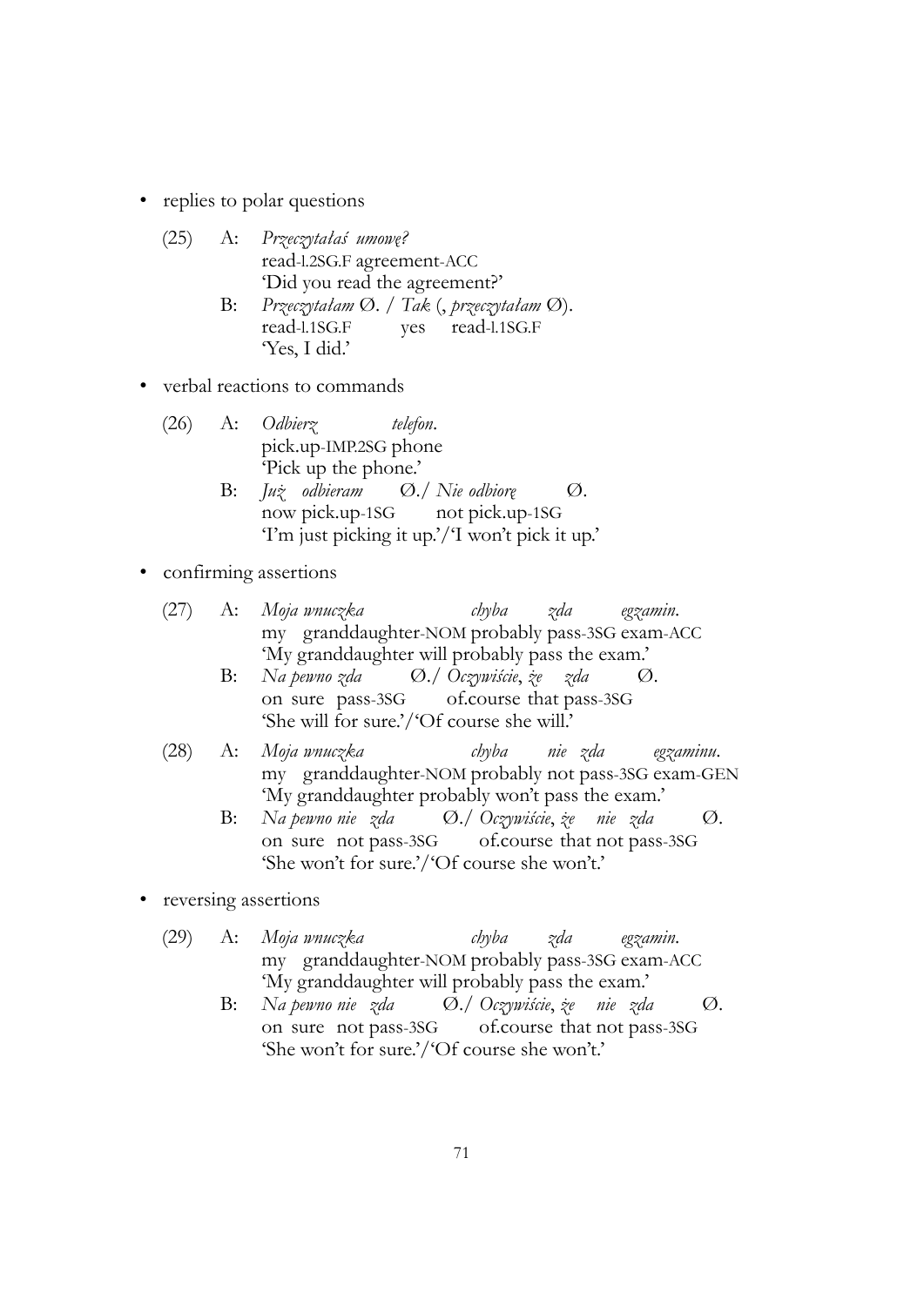- replies to polar questions

(25) A: *Przeczytałaś umowę?*
read-l.2SG.F agreement-ACC
'Did you read the agreement?'

B: *Przeczytałam* Ø. / *Tak* (, *przeczytałam* Ø).
read-l.1SG.F yes read-l.1SG.F
'Yes, I did.'

- verbal reactions to commands

(26) A: *Odbierz telefon.*
pick.up-IMP.2SG phone
'Pick up the phone.'

B: *Już odbieram* Ø./ *Nie odbiorę* Ø.
now pick.up-1SG not pick.up-1SG
'I'm just picking it up.'/'I won't pick it up.'

- confirming assertions

(27) A: *Moja wnuczka chyba zda egzamin.*
my granddaughter-NOM probably pass-3SG exam-ACC
'My granddaughter will probably pass the exam.'

B: *Na pewno zda* Ø./ *Oczywiście, że zda* Ø.
on sure pass-3SG of.course that pass-3SG
'She will for sure.'/'Of course she will.'

(28) A: *Moja wnuczka chyba nie zda egzaminu.*
my granddaughter-NOM probably not pass-3SG exam-GEN
'My granddaughter probably won't pass the exam.'

B: *Na pewno nie zda* Ø./ *Oczywiście, że nie zda* Ø.
on sure not pass-3SG of.course that not pass-3SG
'She won't for sure.'/'Of course she won't.'

- reversing assertions

(29) A: *Moja wnuczka chyba zda egzamin.*
my granddaughter-NOM probably pass-3SG exam-ACC
'My granddaughter will probably pass the exam.'

B: *Na pewno nie zda* Ø./ *Oczywiście, że nie zda* Ø.
on sure not pass-3SG of.course that not pass-3SG
'She won't for sure.'/'Of course she won't.'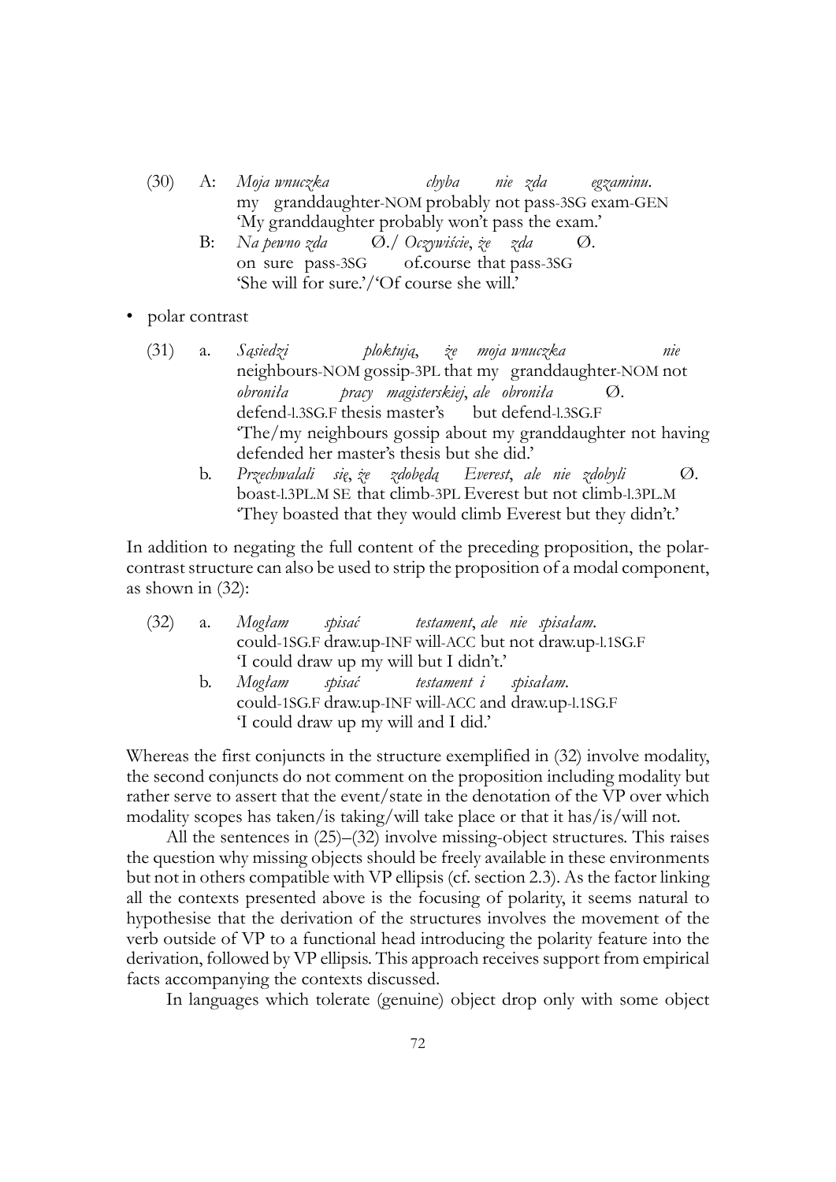(30) A: *Moja wnuczka chyba nie zda egzaminu.*
my granddaughter-NOM probably not pass-3SG exam-GEN
'My granddaughter probably won't pass the exam.'

B: *Na pewno zda* Ø./ *Oczywiście, że zda* Ø.
on sure pass-3SG of.course that pass-3SG
'She will for sure.'/'Of course she will.'

- polar contrast

(31) a. *Sąsiedzi plotkują, że moja wnuczka nie obroniła pracy magisterskiej, ale obroniła* Ø.
neighbours-NOM gossip-3PL that my granddaughter-NOM not defend-l.3SG.F thesis master's but defend-l.3SG.F
'The/my neighbours gossip about my granddaughter not having defended her master's thesis but she did.'

b. *Przechwalali się, że zdobędą Everest, ale nie zdobyli* Ø.
boast-l.3PL.M SE that climb-3PL Everest but not climb-l.3PL.M
'They boasted that they would climb Everest but they didn't.'

In addition to negating the full content of the preceding proposition, the polar-contrast structure can also be used to strip the proposition of a modal component, as shown in (32):

(32) a. *Mogłam spisać testament, ale nie spisałam.*
could-1SG.F draw.up-INF will-ACC but not draw.up-l.1SG.F
'I could draw up my will but I didn't.'

b. *Mogłam spisać testament i spisałam.*
could-1SG.F draw.up-INF will-ACC and draw.up-l.1SG.F
'I could draw up my will and I did.'

Whereas the first conjuncts in the structure exemplified in (32) involve modality, the second conjuncts do not comment on the proposition including modality but rather serve to assert that the event/state in the denotation of the VP over which modality scopes has taken/is taking/will take place or that it has/is/will not.

All the sentences in (25)–(32) involve missing-object structures. This raises the question why missing objects should be freely available in these environments but not in others compatible with VP ellipsis (cf. section 2.3). As the factor linking all the contexts presented above is the focusing of polarity, it seems natural to hypothesise that the derivation of the structures involves the movement of the verb outside of VP to a functional head introducing the polarity feature into the derivation, followed by VP ellipsis. This approach receives support from empirical facts accompanying the contexts discussed.

In languages which tolerate (genuine) object drop only with some object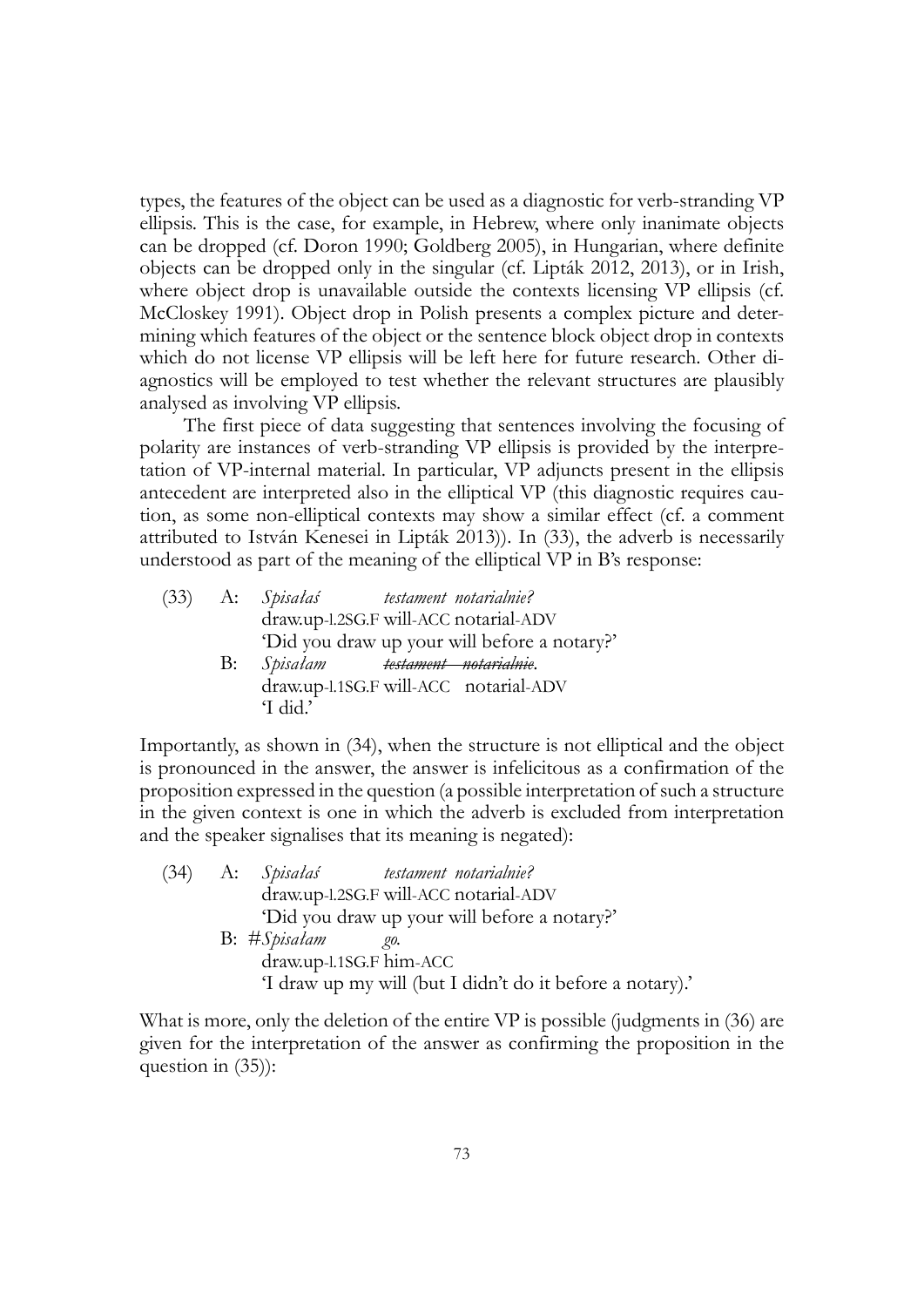types, the features of the object can be used as a diagnostic for verb-stranding VP ellipsis. This is the case, for example, in Hebrew, where only inanimate objects can be dropped (cf. Doron 1990; Goldberg 2005), in Hungarian, where definite objects can be dropped only in the singular (cf. Lipták 2012, 2013), or in Irish, where object drop is unavailable outside the contexts licensing VP ellipsis (cf. McCloskey 1991). Object drop in Polish presents a complex picture and determining which features of the object or the sentence block object drop in contexts which do not license VP ellipsis will be left here for future research. Other diagnostics will be employed to test whether the relevant structures are plausibly analysed as involving VP ellipsis.

The first piece of data suggesting that sentences involving the focusing of polarity are instances of verb-stranding VP ellipsis is provided by the interpretation of VP-internal material. In particular, VP adjuncts present in the ellipsis antecedent are interpreted also in the elliptical VP (this diagnostic requires caution, as some non-elliptical contexts may show a similar effect (cf. a comment attributed to István Kenesei in Lipták 2013)). In (33), the adverb is necessarily understood as part of the meaning of the elliptical VP in B's response:

(33) A: *Spisałaś testament notarialnie?*
draw.up-l.2SG.F will-ACC notarial-ADV
'Did you draw up your will before a notary?'
B: *Spisałam ~~testament notarialnie~~.*
draw.up-l.1SG.F will-ACC notarial-ADV
'I did.'

Importantly, as shown in (34), when the structure is not elliptical and the object is pronounced in the answer, the answer is infelicitous as a confirmation of the proposition expressed in the question (a possible interpretation of such a structure in the given context is one in which the adverb is excluded from interpretation and the speaker signalises that its meaning is negated):

(34) A: *Spisałaś testament notarialnie?*
draw.up-l.2SG.F will-ACC notarial-ADV
'Did you draw up your will before a notary?'
B: #*Spisałam go.*
draw.up-l.1SG.F him-ACC
'I draw up my will (but I didn't do it before a notary).'

What is more, only the deletion of the entire VP is possible (judgments in (36) are given for the interpretation of the answer as confirming the proposition in the question in (35)):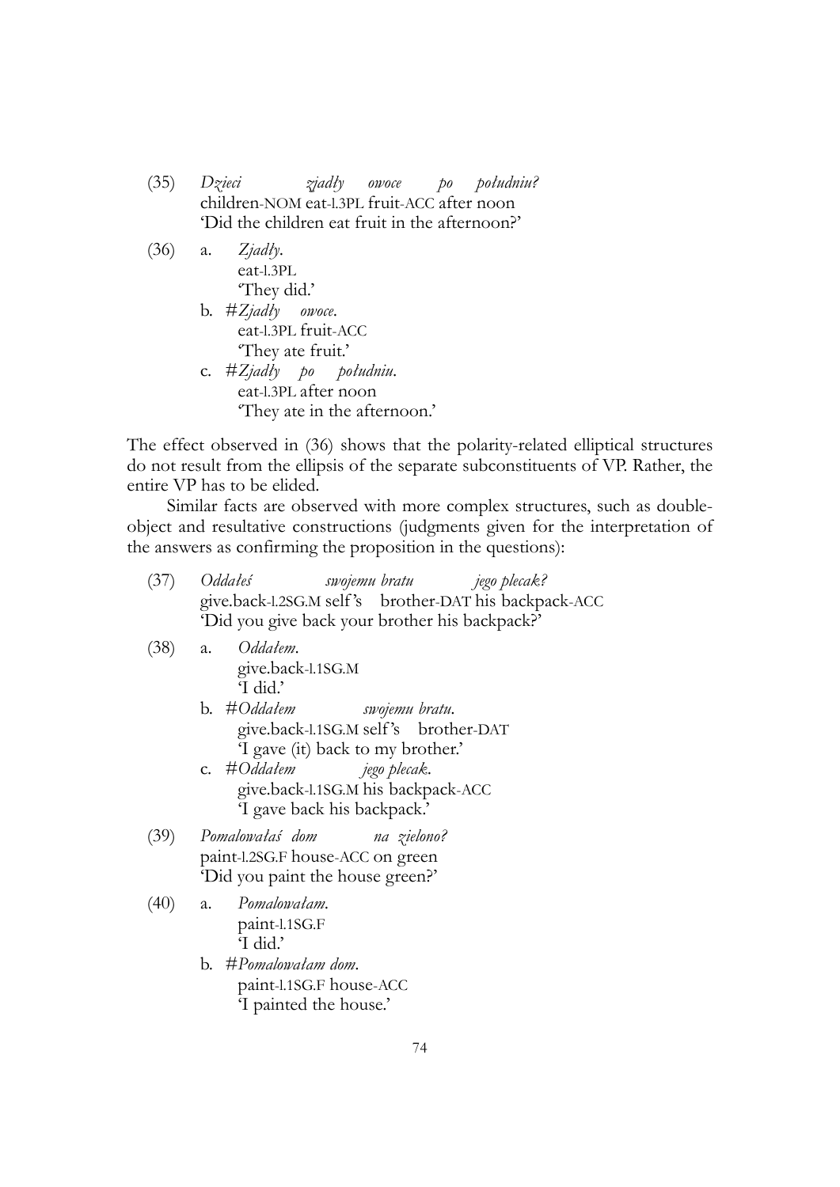(35) *Dzieci zjadły owoce po południu?*
children-NOM eat-l.3PL fruit-ACC after noon
'Did the children eat fruit in the afternoon?'

(36) a. *Zjadły.*
eat-l.3PL
'They did.'

b. #*Zjadły owoce.*
eat-l.3PL fruit-ACC
'They ate fruit.'

c. #*Zjadły po południu.*
eat-l.3PL after noon
'They ate in the afternoon.'

The effect observed in (36) shows that the polarity-related elliptical structures do not result from the ellipsis of the separate subconstituents of VP. Rather, the entire VP has to be elided.

Similar facts are observed with more complex structures, such as double-object and resultative constructions (judgments given for the interpretation of the answers as confirming the proposition in the questions):

(37) *Oddałeś swojemu bratu jego plecak?*
give.back-l.2SG.M self's brother-DAT his backpack-ACC
'Did you give back your brother his backpack?'

(38) a. *Oddałem.*
give.back-l.1SG.M
'I did.'

b. #*Oddałem swojemu bratu.*
give.back-l.1SG.M self's brother-DAT
'I gave (it) back to my brother.'

c. #*Oddałem jego plecak.*
give.back-l.1SG.M his backpack-ACC
'I gave back his backpack.'

(39) *Pomalowałaś dom na zielono?*
paint-l.2SG.F house-ACC on green
'Did you paint the house green?'

(40) a. *Pomalowałam.*
paint-l.1SG.F
'I did.'

b. #*Pomalowałam dom.*
paint-l.1SG.F house-ACC
'I painted the house.'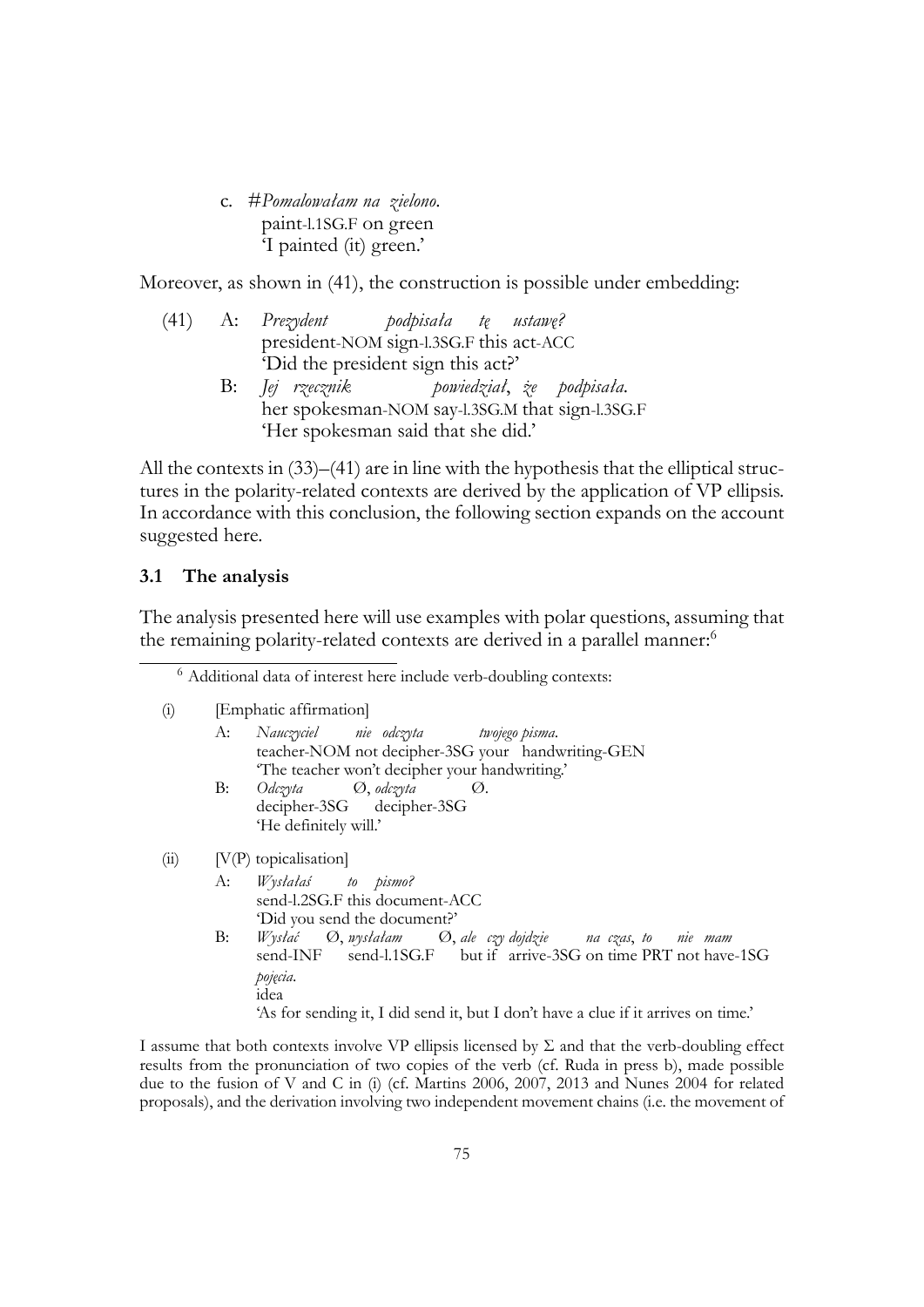c. #*Pomalowałam na zielono.*
  paint-l.1SG.F on green
  'I painted (it) green.'

Moreover, as shown in (41), the construction is possible under embedding:

(41) A: *Prezydent podpisała tę ustawę?*
  president-NOM sign-l.3SG.F this act-ACC
  'Did the president sign this act?'

  B: *Jej rzecznik powiedział, że podpisała.*
  her spokesman-NOM say-l.3SG.M that sign-l.3SG.F
  'Her spokesman said that she did.'

All the contexts in (33)–(41) are in line with the hypothesis that the elliptical structures in the polarity-related contexts are derived by the application of VP ellipsis. In accordance with this conclusion, the following section expands on the account suggested here.

### 3.1 The analysis

The analysis presented here will use examples with polar questions, assuming that the remaining polarity-related contexts are derived in a parallel manner:[6]

---

[6] Additional data of interest here include verb-doubling contexts:

(i) [Emphatic affirmation]

  A: *Nauczyciel nie odczyta twojego pisma.*
  teacher-NOM not decipher-3SG your handwriting-GEN
  'The teacher won't decipher your handwriting.'

  B: *Odczyta* Ø, *odczyta* Ø.
  decipher-3SG decipher-3SG
  'He definitely will.'

(ii) [V(P) topicalisation]

  A: *Wysłałaś to pismo?*
  send-l.2SG.F this document-ACC
  'Did you send the document?'

  B: *Wysłać* Ø, *wysłałam* Ø, *ale czy dojdzie na czas, to nie mam pojęcia.*
  send-INF send-l.1SG.F but if arrive-3SG on time PRT not have-1SG idea
  'As for sending it, I did send it, but I don't have a clue if it arrives on time.'

I assume that both contexts involve VP ellipsis licensed by Σ and that the verb-doubling effect results from the pronunciation of two copies of the verb (cf. Ruda in press b), made possible due to the fusion of V and C in (i) (cf. Martins 2006, 2007, 2013 and Nunes 2004 for related proposals), and the derivation involving two independent movement chains (i.e. the movement of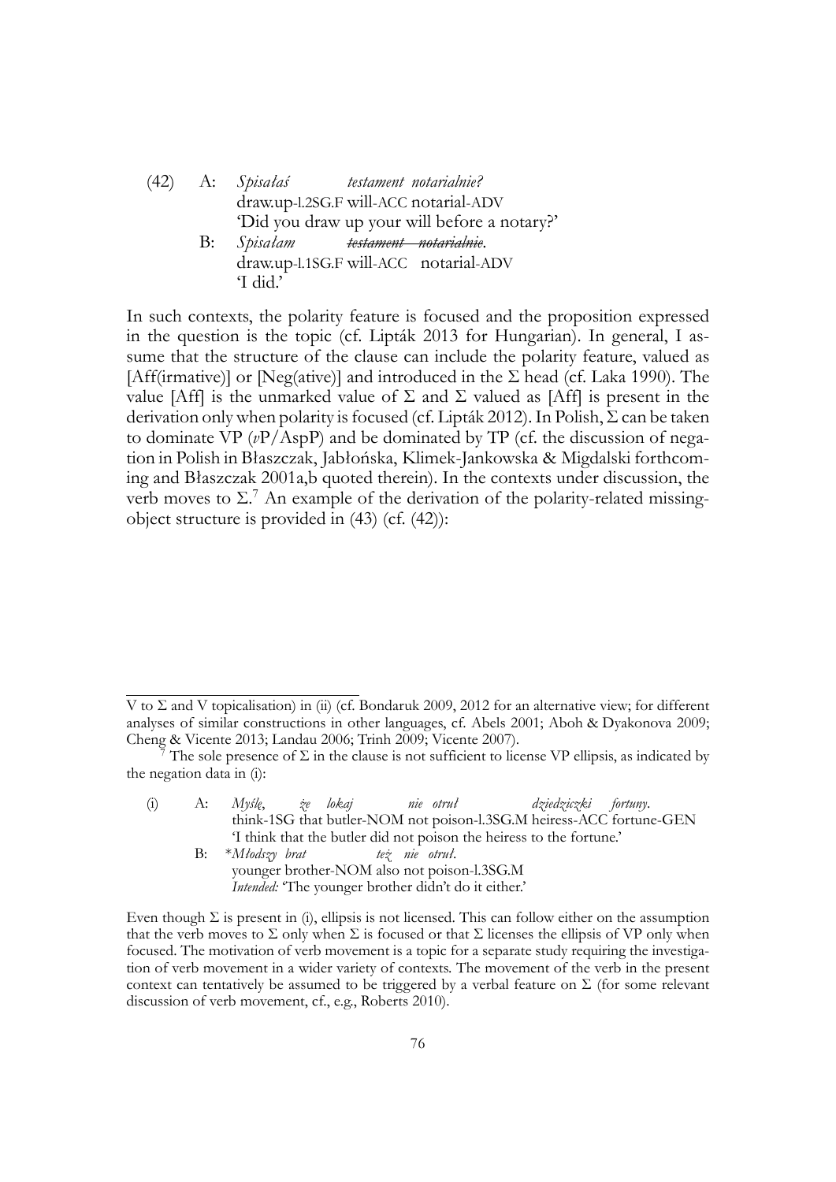(42) A: *Spisałaś testament notarialnie?*
draw.up-l.2SG.F will-ACC notarial-ADV
'Did you draw up your will before a notary?'

B: *Spisałam ~~testament notarialnie~~.*
draw.up-l.1SG.F will-ACC notarial-ADV
'I did.'

In such contexts, the polarity feature is focused and the proposition expressed in the question is the topic (cf. Lipták 2013 for Hungarian). In general, I assume that the structure of the clause can include the polarity feature, valued as [Aff(irmative)] or [Neg(ative)] and introduced in the Σ head (cf. Laka 1990). The value [Aff] is the unmarked value of Σ and Σ valued as [Aff] is present in the derivation only when polarity is focused (cf. Lipták 2012). In Polish, Σ can be taken to dominate VP (*v*P/AspP) and be dominated by TP (cf. the discussion of negation in Polish in Błaszczak, Jabłońska, Klimek-Jankowska & Migdalski forthcoming and Błaszczak 2001a,b quoted therein). In the contexts under discussion, the verb moves to Σ.[7] An example of the derivation of the polarity-related missing-object structure is provided in (43) (cf. (42)):

---

V to Σ and V topicalisation) in (ii) (cf. Bondaruk 2009, 2012 for an alternative view; for different analyses of similar constructions in other languages, cf. Abels 2001; Aboh & Dyakonova 2009; Cheng & Vicente 2013; Landau 2006; Trinh 2009; Vicente 2007).

[7] The sole presence of Σ in the clause is not sufficient to license VP ellipsis, as indicated by the negation data in (i):

(i) A: *Myślę, że lokaj nie otruł dziedziczki fortuny.*
think-1SG that butler-NOM not poison-l.3SG.M heiress-ACC fortune-GEN
'I think that the butler did not poison the heiress to the fortune.'

B: \**Młodszy brat też nie otruł.*
younger brother-NOM also not poison-l.3SG.M
*Intended:* 'The younger brother didn't do it either.'

Even though Σ is present in (i), ellipsis is not licensed. This can follow either on the assumption that the verb moves to Σ only when Σ is focused or that Σ licenses the ellipsis of VP only when focused. The motivation of verb movement is a topic for a separate study requiring the investigation of verb movement in a wider variety of contexts. The movement of the verb in the present context can tentatively be assumed to be triggered by a verbal feature on Σ (for some relevant discussion of verb movement, cf., e.g., Roberts 2010).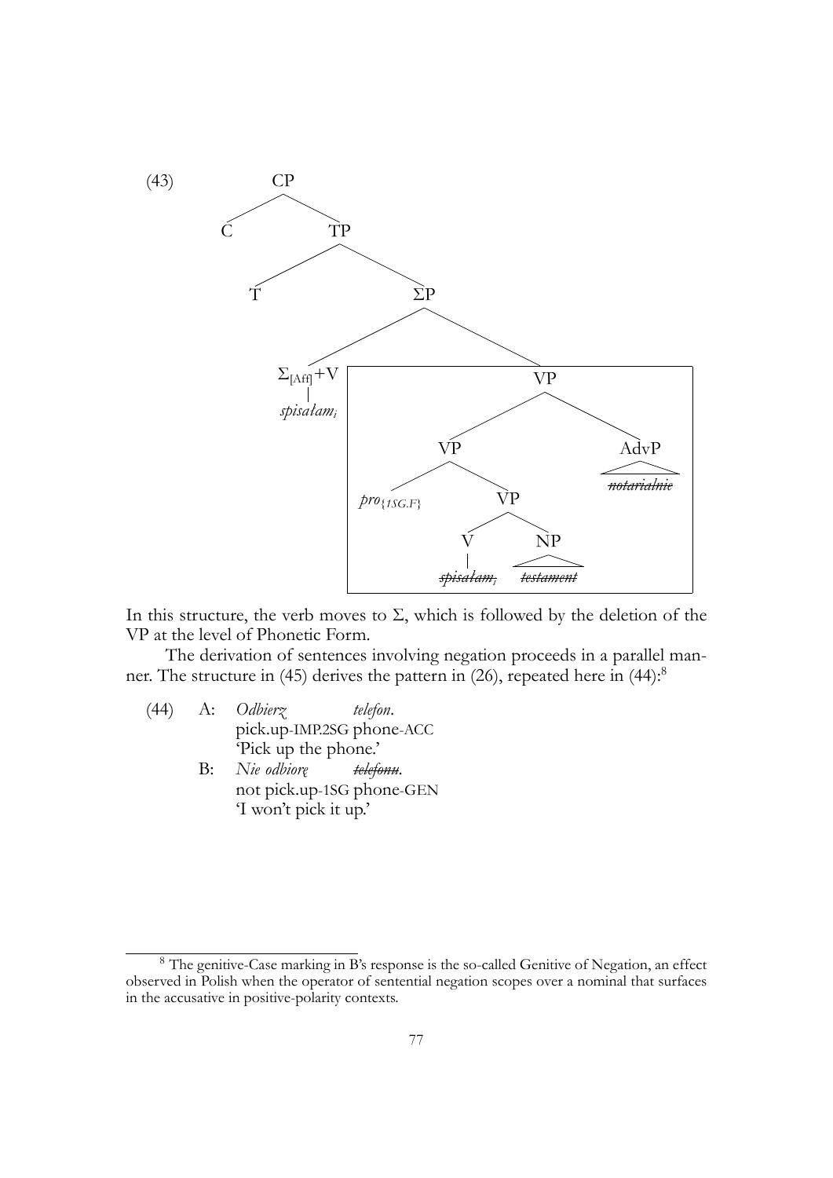(43)

```
[CP C [TP T [ΣP [Σ[Aff]+V spisałam_i] [VP [VP pro{1SG.F} [VP [V ~~spisałam_i~~] [NP ~~testament~~]]] [AdvP ~~notarialnie~~]]]]]
```

(In the tree, the lower VP containing *pro*$_{\{1SG.F\}}$, *~~spisałam~~*$_i$, *~~testament~~* and the AdvP *~~notarialnie~~* is enclosed in a box; $\Sigma_{[Aff]}$+V dominates *spisałam*$_i$.)

In this structure, the verb moves to $\Sigma$, which is followed by the deletion of the VP at the level of Phonetic Form.

The derivation of sentences involving negation proceeds in a parallel manner. The structure in (45) derives the pattern in (26), repeated here in (44):[8]

(44) A: *Odbierz telefon.*
pick.up-IMP.2SG phone-ACC
'Pick up the phone.'

B: *Nie odbiorę ~~telefonu~~.*
not pick.up-1SG phone-GEN
'I won't pick it up.'

---

[8] The genitive-Case marking in B's response is the so-called Genitive of Negation, an effect observed in Polish when the operator of sentential negation scopes over a nominal that surfaces in the accusative in positive-polarity contexts.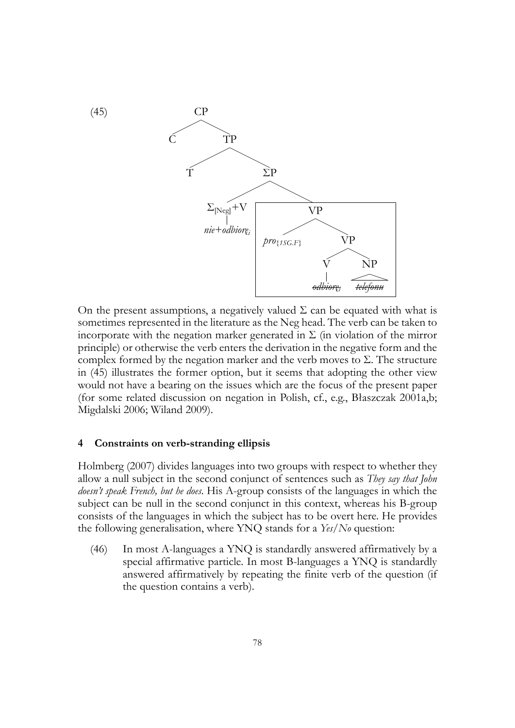(45) [CP C [TP T [ΣP [$\Sigma_{[Neg]}$+V *nie+odbiorę$_i$*] [VP *pro*$_{\{1SG.F\}}$ [VP [V ~~*odbiorę$_i$*~~] [NP ~~*telefonu*~~]]]]]]

On the present assumptions, a negatively valued Σ can be equated with what is sometimes represented in the literature as the Neg head. The verb can be taken to incorporate with the negation marker generated in Σ (in violation of the mirror principle) or otherwise the verb enters the derivation in the negative form and the complex formed by the negation marker and the verb moves to Σ. The structure in (45) illustrates the former option, but it seems that adopting the other view would not have a bearing on the issues which are the focus of the present paper (for some related discussion on negation in Polish, cf., e.g., Błaszczak 2001a,b; Migdalski 2006; Wiland 2009).

## 4 Constraints on verb-stranding ellipsis

Holmberg (2007) divides languages into two groups with respect to whether they allow a null subject in the second conjunct of sentences such as *They say that John doesn't speak French, but he does*. His A-group consists of the languages in which the subject can be null in the second conjunct in this context, whereas his B-group consists of the languages in which the subject has to be overt here. He provides the following generalisation, where YNQ stands for a *Yes/No* question:

(46) In most A-languages a YNQ is standardly answered affirmatively by a special affirmative particle. In most B-languages a YNQ is standardly answered affirmatively by repeating the finite verb of the question (if the question contains a verb).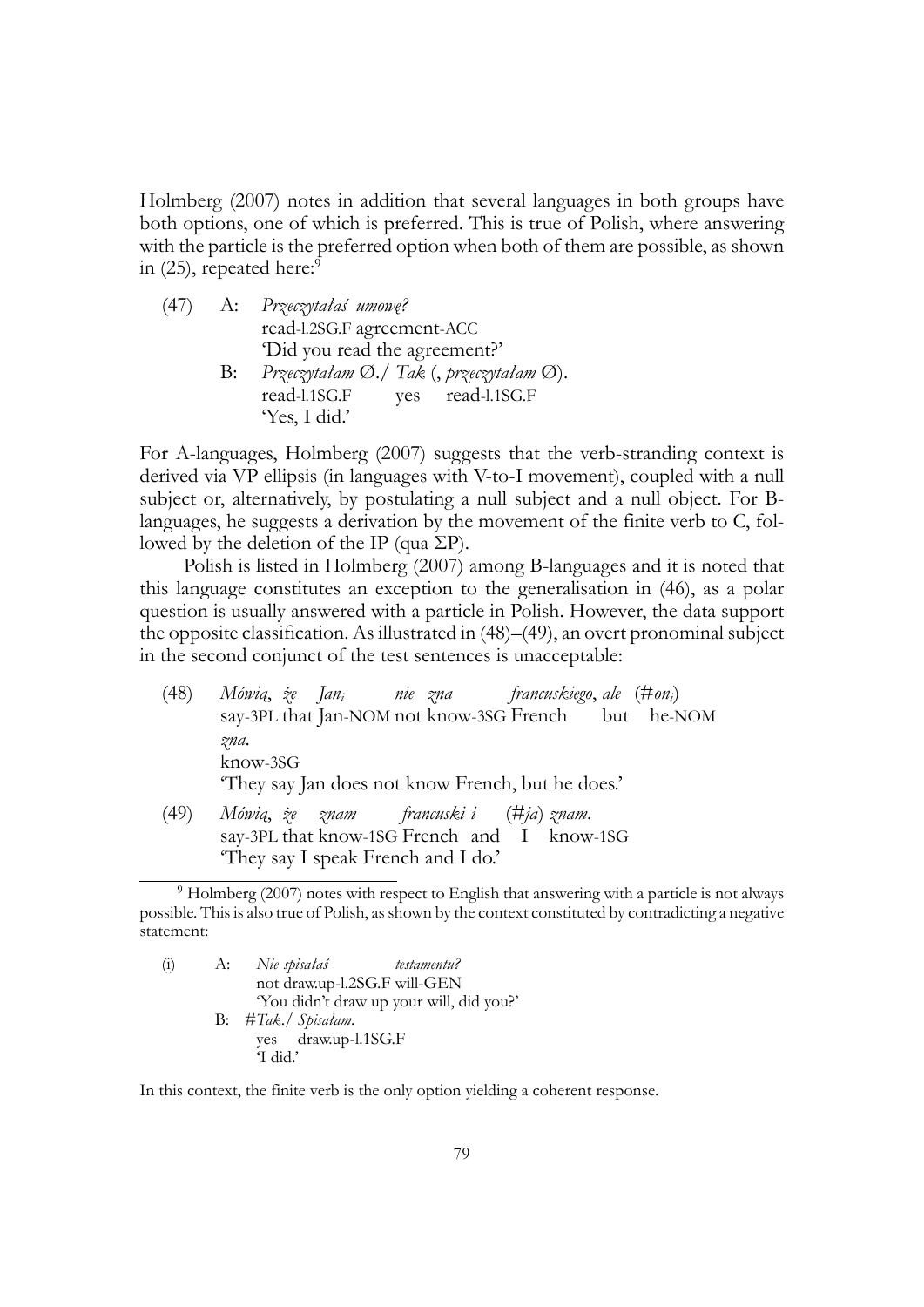Holmberg (2007) notes in addition that several languages in both groups have both options, one of which is preferred. This is true of Polish, where answering with the particle is the preferred option when both of them are possible, as shown in (25), repeated here:[9]

(47) A: *Przeczytałaś umowę?*
read-l.2SG.F agreement-ACC
'Did you read the agreement?'

B: *Przeczytałam Ø./ Tak (, przeczytałam Ø).*
read-l.1SG.F yes read-l.1SG.F
'Yes, I did.'

For A-languages, Holmberg (2007) suggests that the verb-stranding context is derived via VP ellipsis (in languages with V-to-I movement), coupled with a null subject or, alternatively, by postulating a null subject and a null object. For B-languages, he suggests a derivation by the movement of the finite verb to C, followed by the deletion of the IP (qua ΣP).

Polish is listed in Holmberg (2007) among B-languages and it is noted that this language constitutes an exception to the generalisation in (46), as a polar question is usually answered with a particle in Polish. However, the data support the opposite classification. As illustrated in (48)–(49), an overt pronominal subject in the second conjunct of the test sentences is unacceptable:

(48) *Mówią, że Jan$_i$ nie zna francuskiego, ale (#on$_i$) zna.*
say-3PL that Jan-NOM not know-3SG French but he-NOM know-3SG
'They say Jan does not know French, but he does.'

(49) *Mówią, że znam francuski i (#ja) znam.*
say-3PL that know-1SG French and I know-1SG
'They say I speak French and I do.'

---

[9] Holmberg (2007) notes with respect to English that answering with a particle is not always possible. This is also true of Polish, as shown by the context constituted by contradicting a negative statement:

(i) A: *Nie spisałaś testamentu?*
not draw.up-l.2SG.F will-GEN
'You didn't draw up your will, did you?'

B: #*Tak./ Spisałam.*
yes draw.up-l.1SG.F
'I did.'

In this context, the finite verb is the only option yielding a coherent response.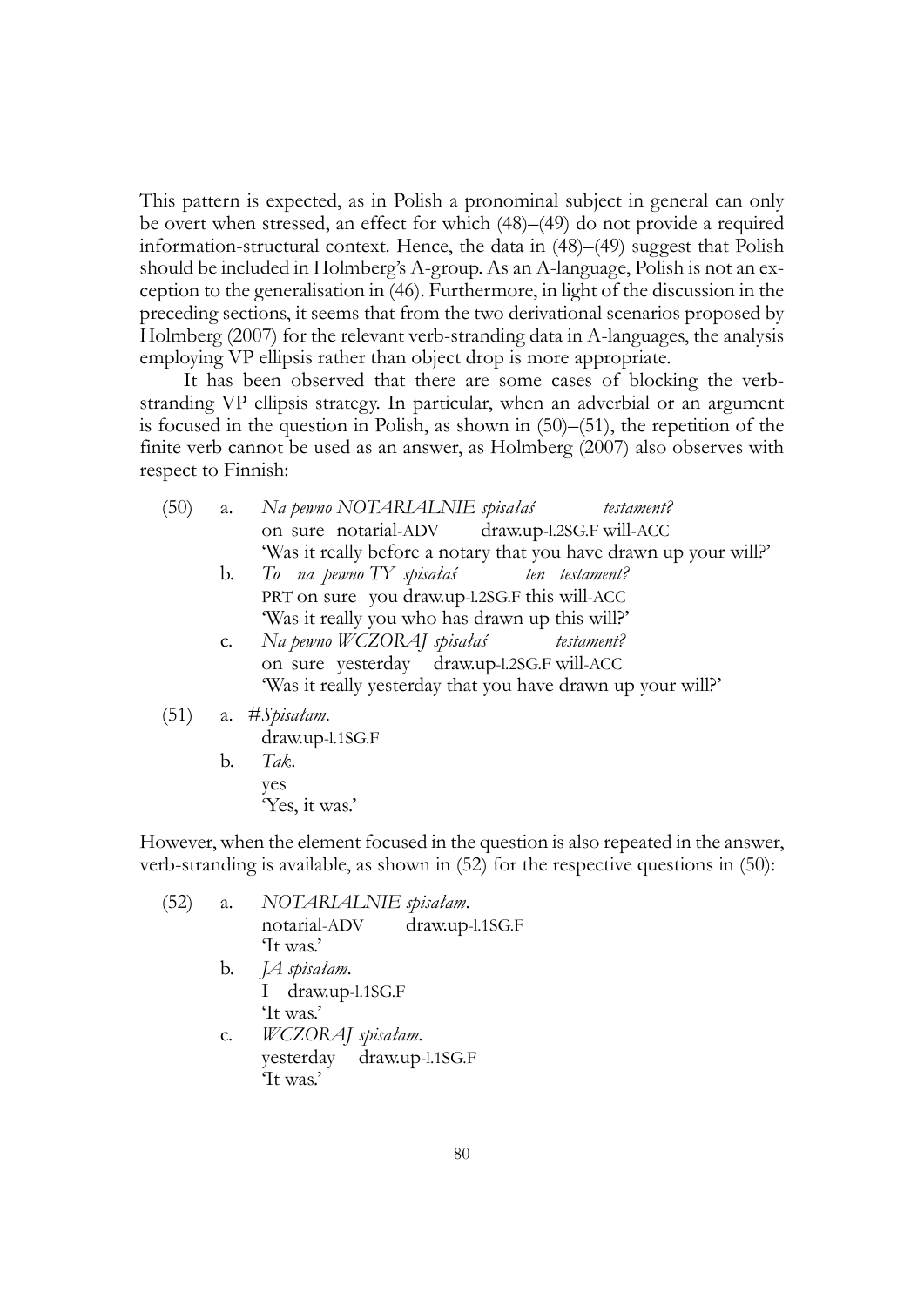This pattern is expected, as in Polish a pronominal subject in general can only be overt when stressed, an effect for which (48)–(49) do not provide a required information-structural context. Hence, the data in (48)–(49) suggest that Polish should be included in Holmberg's A-group. As an A-language, Polish is not an exception to the generalisation in (46). Furthermore, in light of the discussion in the preceding sections, it seems that from the two derivational scenarios proposed by Holmberg (2007) for the relevant verb-stranding data in A-languages, the analysis employing VP ellipsis rather than object drop is more appropriate.

It has been observed that there are some cases of blocking the verb-stranding VP ellipsis strategy. In particular, when an adverbial or an argument is focused in the question in Polish, as shown in (50)–(51), the repetition of the finite verb cannot be used as an answer, as Holmberg (2007) also observes with respect to Finnish:

(50) a. *Na pewno NOTARIALNIE spisałaś testament?*
on sure notarial-ADV draw.up-l.2SG.F will-ACC
'Was it really before a notary that you have drawn up your will?'

b. *To na pewno TY spisałaś ten testament?*
PRT on sure you draw.up-l.2SG.F this will-ACC
'Was it really you who has drawn up this will?'

c. *Na pewno WCZORAJ spisałaś testament?*
on sure yesterday draw.up-l.2SG.F will-ACC
'Was it really yesterday that you have drawn up your will?'

(51) a. #*Spisałam.*
draw.up-l.1SG.F

b. *Tak.*
yes
'Yes, it was.'

However, when the element focused in the question is also repeated in the answer, verb-stranding is available, as shown in (52) for the respective questions in (50):

(52) a. *NOTARIALNIE spisałam.*
notarial-ADV draw.up-l.1SG.F
'It was.'

b. *JA spisałam.*
I draw.up-l.1SG.F
'It was.'

c. *WCZORAJ spisałam.*
yesterday draw.up-l.1SG.F
'It was.'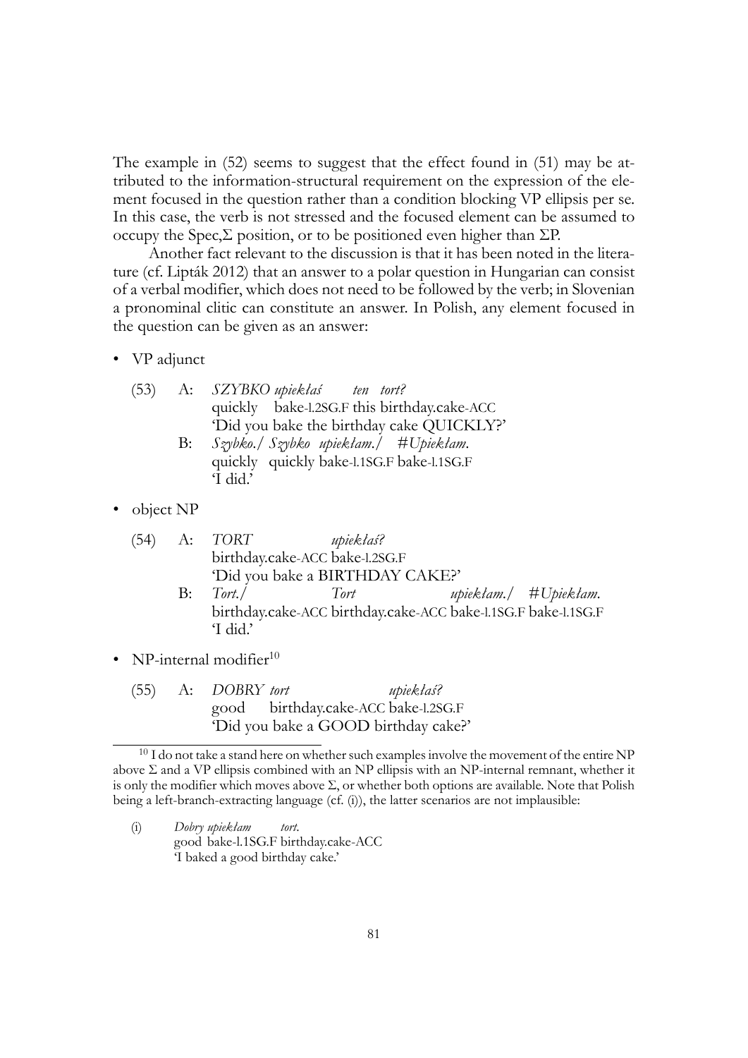The example in (52) seems to suggest that the effect found in (51) may be attributed to the information-structural requirement on the expression of the element focused in the question rather than a condition blocking VP ellipsis per se. In this case, the verb is not stressed and the focused element can be assumed to occupy the Spec,Σ position, or to be positioned even higher than ΣP.

Another fact relevant to the discussion is that it has been noted in the literature (cf. Lipták 2012) that an answer to a polar question in Hungarian can consist of a verbal modifier, which does not need to be followed by the verb; in Slovenian a pronominal clitic can constitute an answer. In Polish, any element focused in the question can be given as an answer:

- VP adjunct

(53) A: *SZYBKO upiekłaś ten tort?*
quickly bake-l.2SG.F this birthday.cake-ACC
'Did you bake the birthday cake QUICKLY?'
B: *Szybko./ Szybko upiekłam./ #Upiekłam.*
quickly quickly bake-l.1SG.F bake-l.1SG.F
'I did.'

- object NP

(54) A: *TORT upiekłaś?*
birthday.cake-ACC bake-l.2SG.F
'Did you bake a BIRTHDAY CAKE?'
B: *Tort./ Tort upiekłam./ #Upiekłam.*
birthday.cake-ACC birthday.cake-ACC bake-l.1SG.F bake-l.1SG.F
'I did.'

- NP-internal modifier[10]

(55) A: *DOBRY tort upiekłaś?*
good birthday.cake-ACC bake-l.2SG.F
'Did you bake a GOOD birthday cake?'

---

[10] I do not take a stand here on whether such examples involve the movement of the entire NP above Σ and a VP ellipsis combined with an NP ellipsis with an NP-internal remnant, whether it is only the modifier which moves above Σ, or whether both options are available. Note that Polish being a left-branch-extracting language (cf. (i)), the latter scenarios are not implausible:

(i) *Dobry upiekłam tort.*
good bake-l.1SG.F birthday.cake-ACC
'I baked a good birthday cake.'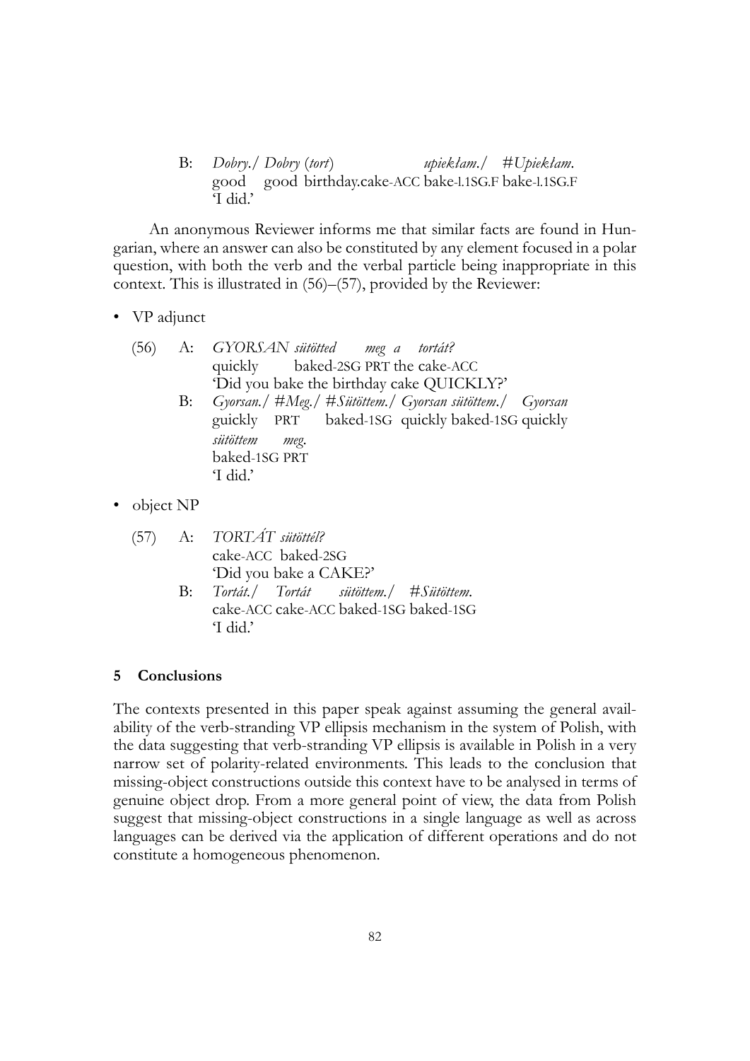B: *Dobry.*/ *Dobry* (*tort*) *upiekłam.*/ #*Upiekłam.*
good good birthday.cake-ACC bake-l.1SG.F bake-l.1SG.F
'I did.'

An anonymous Reviewer informs me that similar facts are found in Hungarian, where an answer can also be constituted by any element focused in a polar question, with both the verb and the verbal particle being inappropriate in this context. This is illustrated in (56)–(57), provided by the Reviewer:

- VP adjunct

(56) A: *GYORSAN sütötted meg a tortát?*
quickly baked-2SG PRT the cake-ACC
'Did you bake the birthday cake QUICKLY?'

B: *Gyorsan.*/ #*Meg.*/ #*Sütöttem.*/ *Gyorsan sütöttem.*/ *Gyorsan sütöttem meg.*
guickly PRT baked-1SG quickly baked-1SG quickly baked-1SG PRT
'I did.'

- object NP

(57) A: *TORTÁT sütöttél?*
cake-ACC baked-2SG
'Did you bake a CAKE?'

B: *Tortát.*/ *Tortát sütöttem.*/ #*Sütöttem.*
cake-ACC cake-ACC baked-1SG baked-1SG
'I did.'

## 5 Conclusions

The contexts presented in this paper speak against assuming the general availability of the verb-stranding VP ellipsis mechanism in the system of Polish, with the data suggesting that verb-stranding VP ellipsis is available in Polish in a very narrow set of polarity-related environments. This leads to the conclusion that missing-object constructions outside this context have to be analysed in terms of genuine object drop. From a more general point of view, the data from Polish suggest that missing-object constructions in a single language as well as across languages can be derived via the application of different operations and do not constitute a homogeneous phenomenon.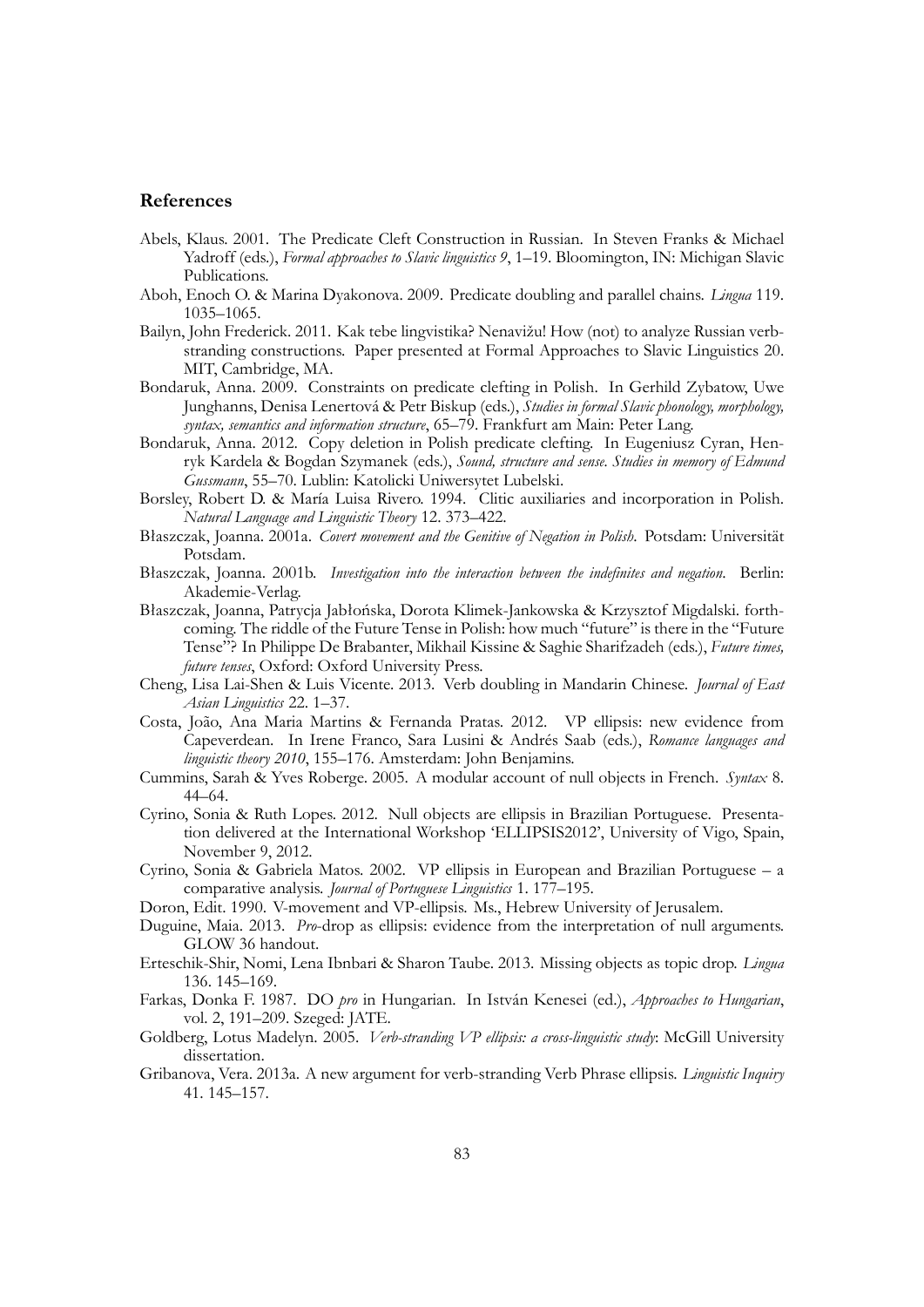## References

Abels, Klaus. 2001. The Predicate Cleft Construction in Russian. In Steven Franks & Michael Yadroff (eds.), *Formal approaches to Slavic linguistics 9*, 1–19. Bloomington, IN: Michigan Slavic Publications.

Aboh, Enoch O. & Marina Dyakonova. 2009. Predicate doubling and parallel chains. *Lingua* 119. 1035–1065.

Bailyn, John Frederick. 2011. Kak tebe lingvistika? Nenavižu! How (not) to analyze Russian verb-stranding constructions. Paper presented at Formal Approaches to Slavic Linguistics 20. MIT, Cambridge, MA.

Bondaruk, Anna. 2009. Constraints on predicate clefting in Polish. In Gerhild Zybatow, Uwe Junghanns, Denisa Lenertová & Petr Biskup (eds.), *Studies in formal Slavic phonology, morphology, syntax, semantics and information structure*, 65–79. Frankfurt am Main: Peter Lang.

Bondaruk, Anna. 2012. Copy deletion in Polish predicate clefting. In Eugeniusz Cyran, Henryk Kardela & Bogdan Szymanek (eds.), *Sound, structure and sense. Studies in memory of Edmund Gussmann*, 55–70. Lublin: Katolicki Uniwersytet Lubelski.

Borsley, Robert D. & María Luisa Rivero. 1994. Clitic auxiliaries and incorporation in Polish. *Natural Language and Linguistic Theory* 12. 373–422.

Błaszczak, Joanna. 2001a. *Covert movement and the Genitive of Negation in Polish*. Potsdam: Universität Potsdam.

Błaszczak, Joanna. 2001b. *Investigation into the interaction between the indefinites and negation*. Berlin: Akademie-Verlag.

Błaszczak, Joanna, Patrycja Jabłońska, Dorota Klimek-Jankowska & Krzysztof Migdalski. forthcoming. The riddle of the Future Tense in Polish: how much "future" is there in the "Future Tense"? In Philippe De Brabanter, Mikhail Kissine & Saghie Sharifzadeh (eds.), *Future times, future tenses*, Oxford: Oxford University Press.

Cheng, Lisa Lai-Shen & Luis Vicente. 2013. Verb doubling in Mandarin Chinese. *Journal of East Asian Linguistics* 22. 1–37.

Costa, João, Ana Maria Martins & Fernanda Pratas. 2012. VP ellipsis: new evidence from Capeverdean. In Irene Franco, Sara Lusini & Andrés Saab (eds.), *Romance languages and linguistic theory 2010*, 155–176. Amsterdam: John Benjamins.

Cummins, Sarah & Yves Roberge. 2005. A modular account of null objects in French. *Syntax* 8. 44–64.

Cyrino, Sonia & Ruth Lopes. 2012. Null objects are ellipsis in Brazilian Portuguese. Presentation delivered at the International Workshop 'ELLIPSIS2012', University of Vigo, Spain, November 9, 2012.

Cyrino, Sonia & Gabriela Matos. 2002. VP ellipsis in European and Brazilian Portuguese – a comparative analysis. *Journal of Portuguese Linguistics* 1. 177–195.

Doron, Edit. 1990. V-movement and VP-ellipsis. Ms., Hebrew University of Jerusalem.

Duguine, Maia. 2013. *Pro*-drop as ellipsis: evidence from the interpretation of null arguments. GLOW 36 handout.

Erteschik-Shir, Nomi, Lena Ibnbari & Sharon Taube. 2013. Missing objects as topic drop. *Lingua* 136. 145–169.

Farkas, Donka F. 1987. DO *pro* in Hungarian. In István Kenesei (ed.), *Approaches to Hungarian*, vol. 2, 191–209. Szeged: JATE.

Goldberg, Lotus Madelyn. 2005. *Verb-stranding VP ellipsis: a cross-linguistic study*: McGill University dissertation.

Gribanova, Vera. 2013a. A new argument for verb-stranding Verb Phrase ellipsis. *Linguistic Inquiry* 41. 145–157.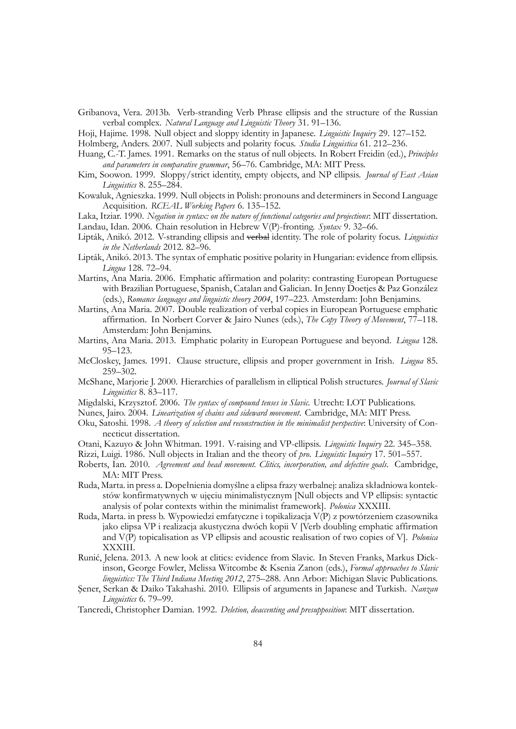Gribanova, Vera. 2013b. Verb-stranding Verb Phrase ellipsis and the structure of the Russian verbal complex. *Natural Language and Linguistic Theory* 31. 91–136.

Hoji, Hajime. 1998. Null object and sloppy identity in Japanese. *Linguistic Inquiry* 29. 127–152.

Holmberg, Anders. 2007. Null subjects and polarity focus. *Studia Linguistica* 61. 212–236.

Huang, C.-T. James. 1991. Remarks on the status of null objects. In Robert Freidin (ed.), *Principles and parameters in comparative grammar*, 56–76. Cambridge, MA: MIT Press.

Kim, Soowon. 1999. Sloppy/strict identity, empty objects, and NP ellipsis. *Journal of East Asian Linguistics* 8. 255–284.

Kowaluk, Agnieszka. 1999. Null objects in Polish: pronouns and determiners in Second Language Acquisition. *RCEAL Working Papers* 6. 135–152.

Laka, Itziar. 1990. *Negation in syntax: on the nature of functional categories and projections*: MIT dissertation.

Landau, Idan. 2006. Chain resolution in Hebrew V(P)-fronting. *Syntax* 9. 32–66.

Lipták, Anikó. 2012. V-stranding ellipsis and ~~verbal~~ identity. The role of polarity focus. *Linguistics in the Netherlands* 2012. 82–96.

Lipták, Anikó. 2013. The syntax of emphatic positive polarity in Hungarian: evidence from ellipsis. *Lingua* 128. 72–94.

Martins, Ana Maria. 2006. Emphatic affirmation and polarity: contrasting European Portuguese with Brazilian Portuguese, Spanish, Catalan and Galician. In Jenny Doetjes & Paz González (eds.), *Romance languages and linguistic theory 2004*, 197–223. Amsterdam: John Benjamins.

Martins, Ana Maria. 2007. Double realization of verbal copies in European Portuguese emphatic affirmation. In Norbert Corver & Jairo Nunes (eds.), *The Copy Theory of Movement*, 77–118. Amsterdam: John Benjamins.

Martins, Ana Maria. 2013. Emphatic polarity in European Portuguese and beyond. *Lingua* 128. 95–123.

McCloskey, James. 1991. Clause structure, ellipsis and proper government in Irish. *Lingua* 85. 259–302.

McShane, Marjorie J. 2000. Hierarchies of parallelism in elliptical Polish structures. *Journal of Slavic Linguistics* 8. 83–117.

Migdalski, Krzysztof. 2006. *The syntax of compound tenses in Slavic*. Utrecht: LOT Publications.

Nunes, Jairo. 2004. *Linearization of chains and sideward movement*. Cambridge, MA: MIT Press.

Oku, Satoshi. 1998. *A theory of selection and reconstruction in the minimalist perspective*: University of Connecticut dissertation.

Otani, Kazuyo & John Whitman. 1991. V-raising and VP-ellipsis. *Linguistic Inquiry* 22. 345–358.

Rizzi, Luigi. 1986. Null objects in Italian and the theory of *pro*. *Linguistic Inquiry* 17. 501–557.

Roberts, Ian. 2010. *Agreement and head movement. Clitics, incorporation, and defective goals*. Cambridge, MA: MIT Press.

Ruda, Marta. in press a. Dopełnienia domyślne a elipsa frazy werbalnej: analiza składniowa kontekstów konfirmatywnych w ujęciu minimalistycznym [Null objects and VP ellipsis: syntactic analysis of polar contexts within the minimalist framework]. *Polonica* XXXIII.

Ruda, Marta. in press b. Wypowiedzi emfatyczne i topikalizacja V(P) z powtórzeniem czasownika jako elipsa VP i realizacja akustyczna dwóch kopii V [Verb doubling emphatic affirmation and V(P) topicalisation as VP ellipsis and acoustic realisation of two copies of V]. *Polonica* XXXIII.

Runić, Jelena. 2013. A new look at clitics: evidence from Slavic. In Steven Franks, Markus Dickinson, George Fowler, Melissa Witcombe & Ksenia Zanon (eds.), *Formal approaches to Slavic linguistics: The Third Indiana Meeting 2012*, 275–288. Ann Arbor: Michigan Slavic Publications.

Şener, Serkan & Daiko Takahashi. 2010. Ellipsis of arguments in Japanese and Turkish. *Nanzan Linguistics* 6. 79–99.

Tancredi, Christopher Damian. 1992. *Deletion, deaccenting and presupposition*: MIT dissertation.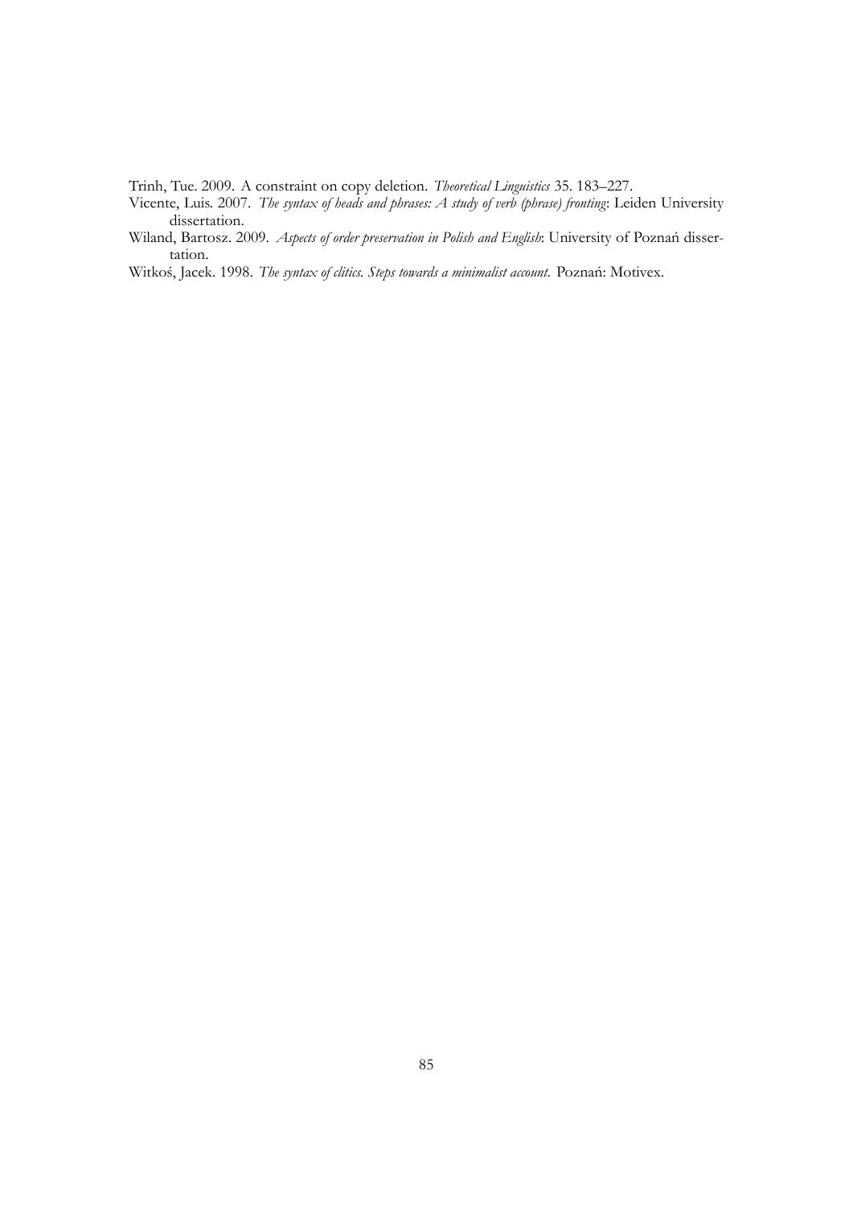Trinh, Tue. 2009. A constraint on copy deletion. *Theoretical Linguistics* 35. 183–227.

Vicente, Luis. 2007. *The syntax of heads and phrases: A study of verb (phrase) fronting*: Leiden University dissertation.

Wiland, Bartosz. 2009. *Aspects of order preservation in Polish and English*: University of Poznań dissertation.

Witkoś, Jacek. 1998. *The syntax of clitics. Steps towards a minimalist account*. Poznań: Motivex.